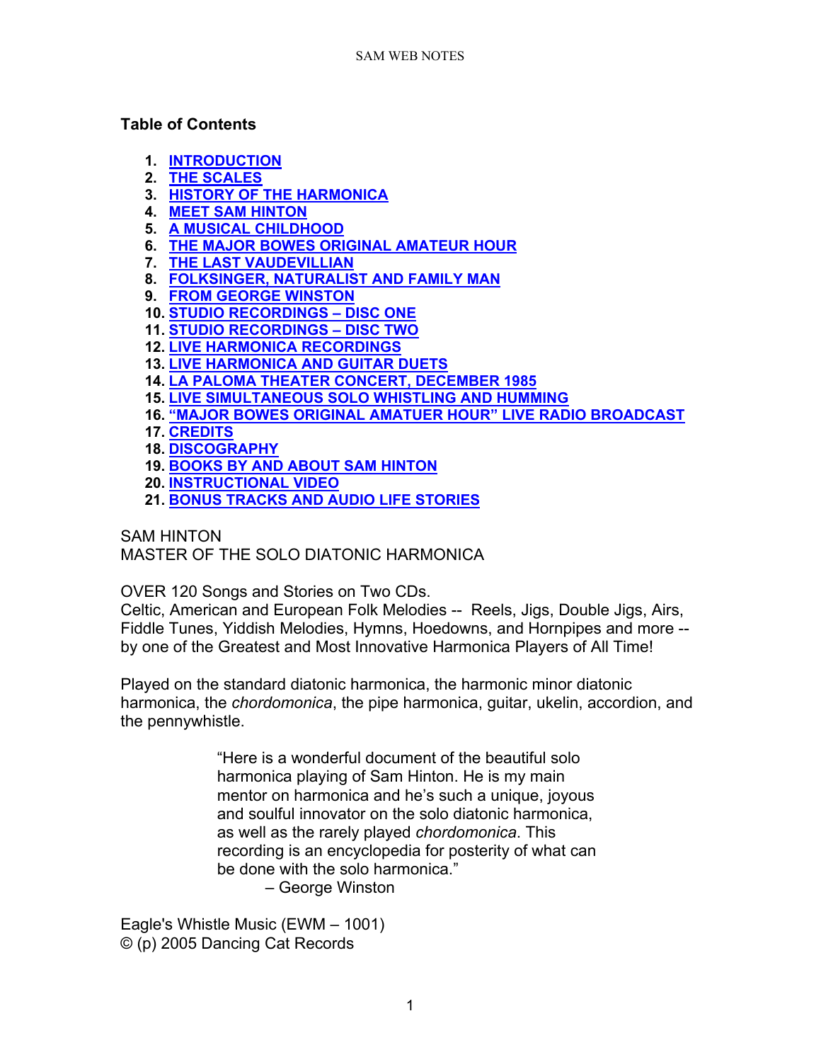**Table of Contents**

1. **INTRODUCTION**
2. **THE SCALES**
3. **HISTORY OF THE HARMONICA**
4. **MEET SAM HINTON**
5. **A MUSICAL CHILDHOOD**
6. **THE MAJOR BOWES ORIGINAL AMATEUR HOUR**
7. **THE LAST VAUDEVILLIAN**
8. **FOLKSINGER, NATURALIST AND FAMILY MAN**
9. **FROM GEORGE WINSTON**
10. **STUDIO RECORDINGS – DISC ONE**
11. **STUDIO RECORDINGS – DISC TWO**
12. **LIVE HARMONICA RECORDINGS**
13. **LIVE HARMONICA AND GUITAR DUETS**
14. **LA PALOMA THEATER CONCERT, DECEMBER 1985**
15. **LIVE SIMULTANEOUS SOLO WHISTLING AND HUMMING**
16. **"MAJOR BOWES ORIGINAL AMATUER HOUR" LIVE RADIO BROADCAST**
17. **CREDITS**
18. **DISCOGRAPHY**
19. **BOOKS BY AND ABOUT SAM HINTON**
20. **INSTRUCTIONAL VIDEO**
21. **BONUS TRACKS AND AUDIO LIFE STORIES**

SAM HINTON
MASTER OF THE SOLO DIATONIC HARMONICA

OVER 120 Songs and Stories on Two CDs.
Celtic, American and European Folk Melodies -- Reels, Jigs, Double Jigs, Airs, Fiddle Tunes, Yiddish Melodies, Hymns, Hoedowns, and Hornpipes and more -- by one of the Greatest and Most Innovative Harmonica Players of All Time!

Played on the standard diatonic harmonica, the harmonic minor diatonic harmonica, the *chordomonica*, the pipe harmonica, guitar, ukelin, accordion, and the pennywhistle.

> "Here is a wonderful document of the beautiful solo harmonica playing of Sam Hinton. He is my main mentor on harmonica and he's such a unique, joyous and soulful innovator on the solo diatonic harmonica, as well as the rarely played *chordomonica*. This recording is an encyclopedia for posterity of what can be done with the solo harmonica."
>
> – George Winston

Eagle's Whistle Music (EWM – 1001)
© (p) 2005 Dancing Cat Records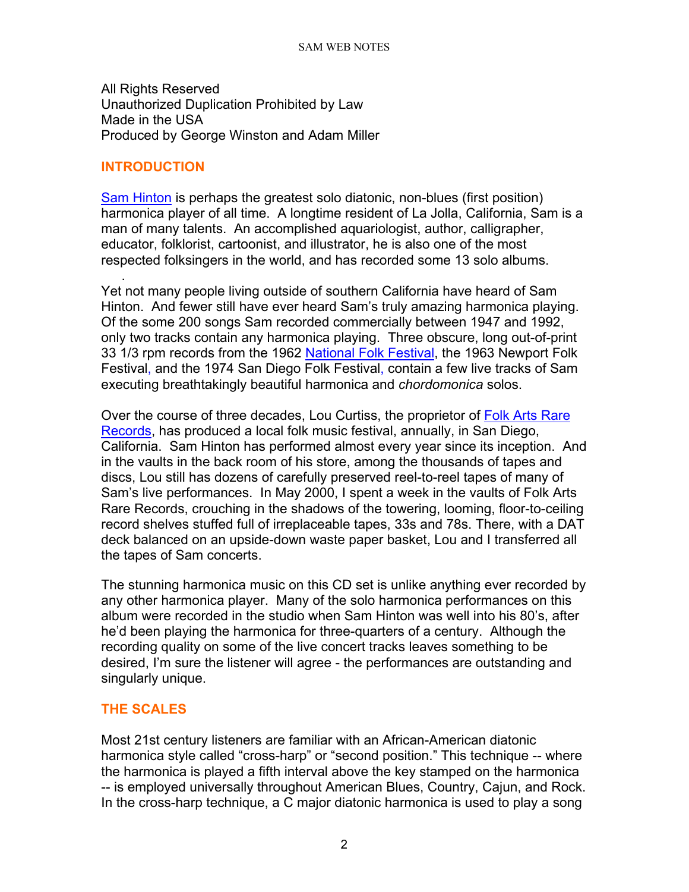All Rights Reserved
Unauthorized Duplication Prohibited by Law
Made in the USA
Produced by George Winston and Adam Miller

## INTRODUCTION

Sam Hinton is perhaps the greatest solo diatonic, non-blues (first position) harmonica player of all time. A longtime resident of La Jolla, California, Sam is a man of many talents. An accomplished aquariologist, author, calligrapher, educator, folklorist, cartoonist, and illustrator, he is also one of the most respected folksingers in the world, and has recorded some 13 solo albums.

Yet not many people living outside of southern California have heard of Sam Hinton. And fewer still have ever heard Sam's truly amazing harmonica playing. Of the some 200 songs Sam recorded commercially between 1947 and 1992, only two tracks contain any harmonica playing. Three obscure, long out-of-print 33 1/3 rpm records from the 1962 National Folk Festival, the 1963 Newport Folk Festival, and the 1974 San Diego Folk Festival, contain a few live tracks of Sam executing breathtakingly beautiful harmonica and *chordomonica* solos.

Over the course of three decades, Lou Curtiss, the proprietor of Folk Arts Rare Records, has produced a local folk music festival, annually, in San Diego, California. Sam Hinton has performed almost every year since its inception. And in the vaults in the back room of his store, among the thousands of tapes and discs, Lou still has dozens of carefully preserved reel-to-reel tapes of many of Sam's live performances. In May 2000, I spent a week in the vaults of Folk Arts Rare Records, crouching in the shadows of the towering, looming, floor-to-ceiling record shelves stuffed full of irreplaceable tapes, 33s and 78s. There, with a DAT deck balanced on an upside-down waste paper basket, Lou and I transferred all the tapes of Sam concerts.

The stunning harmonica music on this CD set is unlike anything ever recorded by any other harmonica player. Many of the solo harmonica performances on this album were recorded in the studio when Sam Hinton was well into his 80's, after he'd been playing the harmonica for three-quarters of a century. Although the recording quality on some of the live concert tracks leaves something to be desired, I'm sure the listener will agree - the performances are outstanding and singularly unique.

## THE SCALES

Most 21st century listeners are familiar with an African-American diatonic harmonica style called "cross-harp" or "second position." This technique -- where the harmonica is played a fifth interval above the key stamped on the harmonica -- is employed universally throughout American Blues, Country, Cajun, and Rock. In the cross-harp technique, a C major diatonic harmonica is used to play a song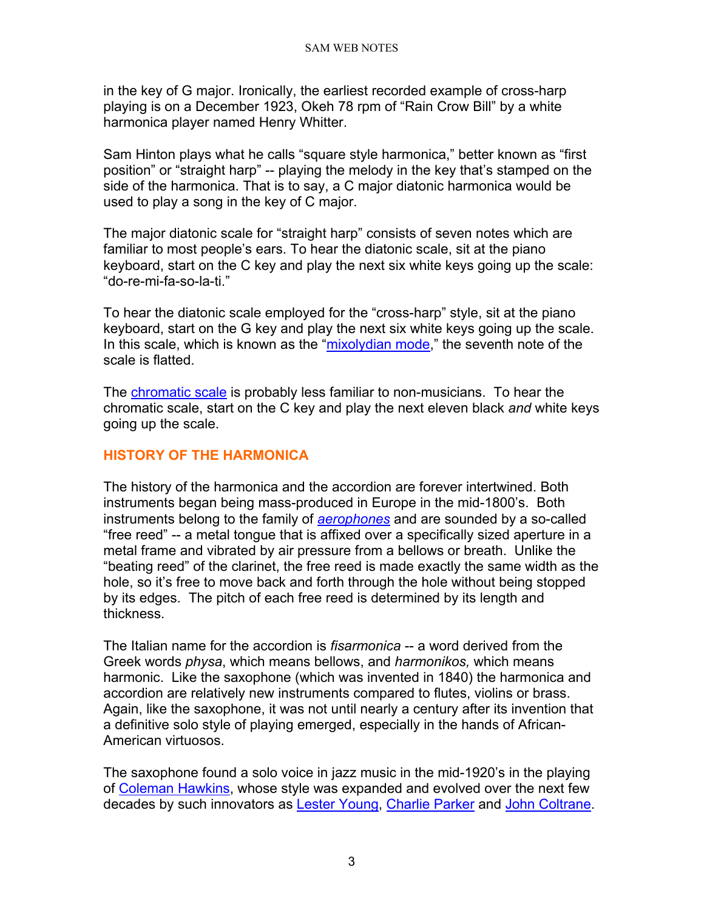in the key of G major. Ironically, the earliest recorded example of cross-harp playing is on a December 1923, Okeh 78 rpm of "Rain Crow Bill" by a white harmonica player named Henry Whitter.

Sam Hinton plays what he calls "square style harmonica," better known as "first position" or "straight harp" -- playing the melody in the key that's stamped on the side of the harmonica. That is to say, a C major diatonic harmonica would be used to play a song in the key of C major.

The major diatonic scale for "straight harp" consists of seven notes which are familiar to most people's ears. To hear the diatonic scale, sit at the piano keyboard, start on the C key and play the next six white keys going up the scale: "do-re-mi-fa-so-la-ti."

To hear the diatonic scale employed for the "cross-harp" style, sit at the piano keyboard, start on the G key and play the next six white keys going up the scale. In this scale, which is known as the "mixolydian mode," the seventh note of the scale is flatted.

The chromatic scale is probably less familiar to non-musicians. To hear the chromatic scale, start on the C key and play the next eleven black *and* white keys going up the scale.

## HISTORY OF THE HARMONICA

The history of the harmonica and the accordion are forever intertwined. Both instruments began being mass-produced in Europe in the mid-1800's. Both instruments belong to the family of *aerophones* and are sounded by a so-called "free reed" -- a metal tongue that is affixed over a specifically sized aperture in a metal frame and vibrated by air pressure from a bellows or breath. Unlike the "beating reed" of the clarinet, the free reed is made exactly the same width as the hole, so it's free to move back and forth through the hole without being stopped by its edges. The pitch of each free reed is determined by its length and thickness.

The Italian name for the accordion is *fisarmonica* -- a word derived from the Greek words *physa*, which means bellows, and *harmonikos,* which means harmonic. Like the saxophone (which was invented in 1840) the harmonica and accordion are relatively new instruments compared to flutes, violins or brass. Again, like the saxophone, it was not until nearly a century after its invention that a definitive solo style of playing emerged, especially in the hands of African-American virtuosos.

The saxophone found a solo voice in jazz music in the mid-1920's in the playing of Coleman Hawkins, whose style was expanded and evolved over the next few decades by such innovators as Lester Young, Charlie Parker and John Coltrane.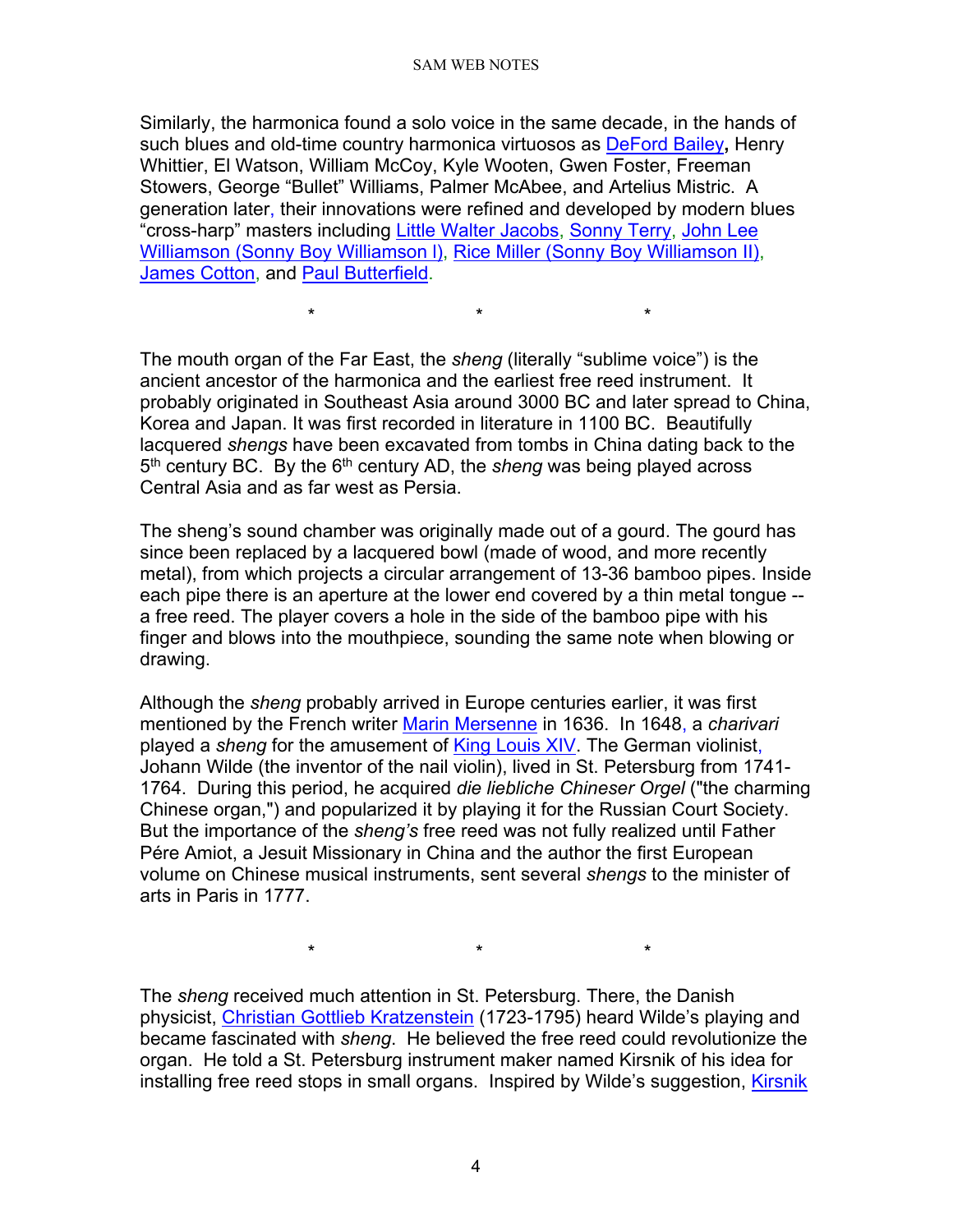Similarly, the harmonica found a solo voice in the same decade, in the hands of such blues and old-time country harmonica virtuosos as DeFord Bailey**,** Henry Whittier, El Watson, William McCoy, Kyle Wooten, Gwen Foster, Freeman Stowers, George “Bullet” Williams, Palmer McAbee, and Artelius Mistric. A generation later, their innovations were refined and developed by modern blues “cross-harp” masters including Little Walter Jacobs, Sonny Terry, John Lee Williamson (Sonny Boy Williamson I), Rice Miller (Sonny Boy Williamson II), James Cotton, and Paul Butterfield.

\* \* \*

The mouth organ of the Far East, the *sheng* (literally “sublime voice”) is the ancient ancestor of the harmonica and the earliest free reed instrument. It probably originated in Southeast Asia around 3000 BC and later spread to China, Korea and Japan. It was first recorded in literature in 1100 BC. Beautifully lacquered *shengs* have been excavated from tombs in China dating back to the 5th century BC. By the 6th century AD, the *sheng* was being played across Central Asia and as far west as Persia.

The sheng’s sound chamber was originally made out of a gourd. The gourd has since been replaced by a lacquered bowl (made of wood, and more recently metal), from which projects a circular arrangement of 13-36 bamboo pipes. Inside each pipe there is an aperture at the lower end covered by a thin metal tongue -- a free reed. The player covers a hole in the side of the bamboo pipe with his finger and blows into the mouthpiece, sounding the same note when blowing or drawing.

Although the *sheng* probably arrived in Europe centuries earlier, it was first mentioned by the French writer Marin Mersenne in 1636. In 1648, a *charivari* played a *sheng* for the amusement of King Louis XIV. The German violinist, Johann Wilde (the inventor of the nail violin), lived in St. Petersburg from 1741-1764. During this period, he acquired *die liebliche Chineser Orgel* ("the charming Chinese organ,") and popularized it by playing it for the Russian Court Society. But the importance of the *sheng’s* free reed was not fully realized until Father Pére Amiot, a Jesuit Missionary in China and the author the first European volume on Chinese musical instruments, sent several *shengs* to the minister of arts in Paris in 1777.

\* \* \*

The *sheng* received much attention in St. Petersburg. There, the Danish physicist, Christian Gottlieb Kratzenstein (1723-1795) heard Wilde’s playing and became fascinated with *sheng*. He believed the free reed could revolutionize the organ. He told a St. Petersburg instrument maker named Kirsnik of his idea for installing free reed stops in small organs. Inspired by Wilde’s suggestion, Kirsnik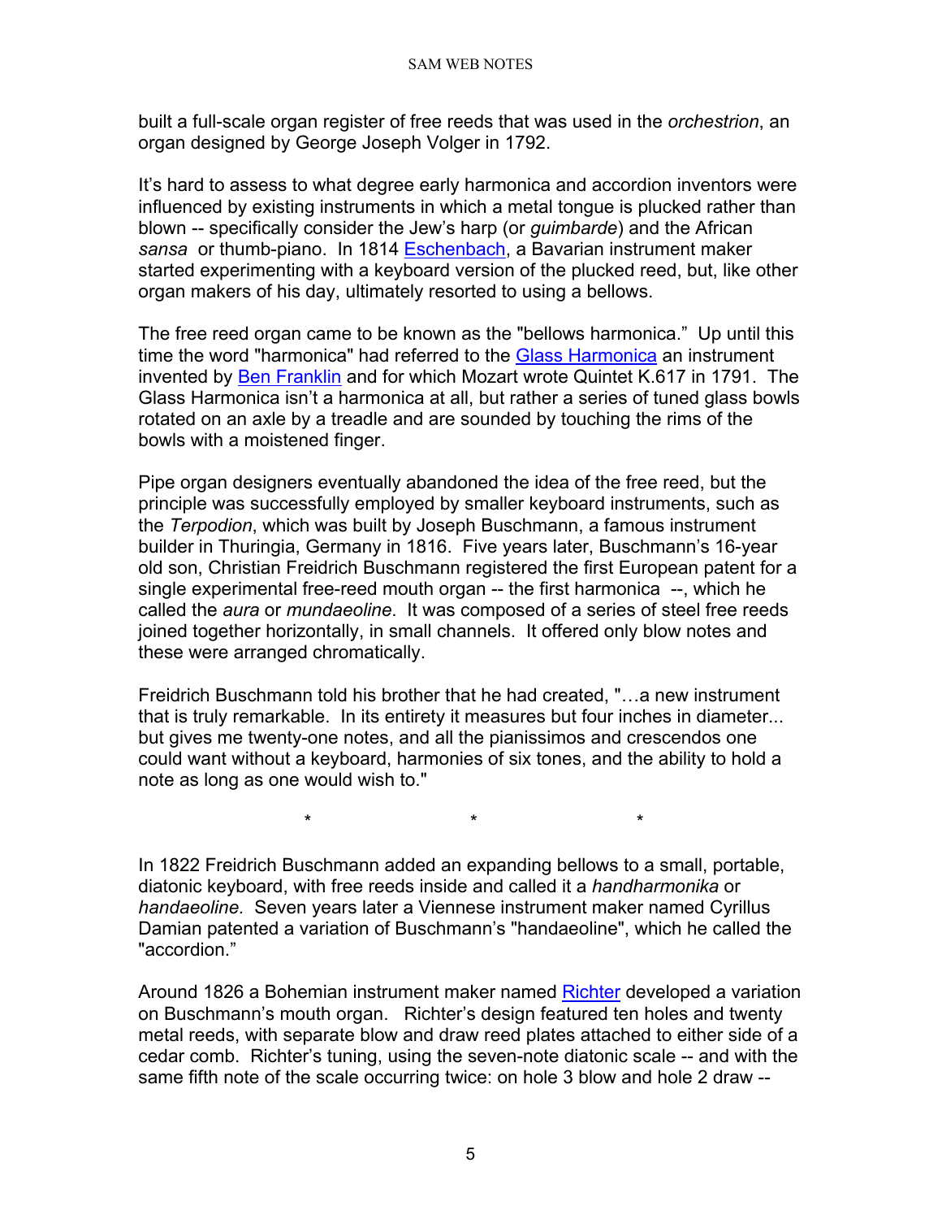built a full-scale organ register of free reeds that was used in the *orchestrion*, an organ designed by George Joseph Volger in 1792.

It's hard to assess to what degree early harmonica and accordion inventors were influenced by existing instruments in which a metal tongue is plucked rather than blown -- specifically consider the Jew's harp (or *guimbarde*) and the African *sansa* or thumb-piano. In 1814 Eschenbach, a Bavarian instrument maker started experimenting with a keyboard version of the plucked reed, but, like other organ makers of his day, ultimately resorted to using a bellows.

The free reed organ came to be known as the "bellows harmonica." Up until this time the word "harmonica" had referred to the Glass Harmonica an instrument invented by Ben Franklin and for which Mozart wrote Quintet K.617 in 1791. The Glass Harmonica isn't a harmonica at all, but rather a series of tuned glass bowls rotated on an axle by a treadle and are sounded by touching the rims of the bowls with a moistened finger.

Pipe organ designers eventually abandoned the idea of the free reed, but the principle was successfully employed by smaller keyboard instruments, such as the *Terpodion*, which was built by Joseph Buschmann, a famous instrument builder in Thuringia, Germany in 1816. Five years later, Buschmann's 16-year old son, Christian Freidrich Buschmann registered the first European patent for a single experimental free-reed mouth organ -- the first harmonica --, which he called the *aura* or *mundaeoline*. It was composed of a series of steel free reeds joined together horizontally, in small channels. It offered only blow notes and these were arranged chromatically.

Freidrich Buschmann told his brother that he had created, "…a new instrument that is truly remarkable. In its entirety it measures but four inches in diameter... but gives me twenty-one notes, and all the pianissimos and crescendos one could want without a keyboard, harmonies of six tones, and the ability to hold a note as long as one would wish to."

\*             \*             \*

In 1822 Freidrich Buschmann added an expanding bellows to a small, portable, diatonic keyboard, with free reeds inside and called it a *handharmonika* or *handaeoline*. Seven years later a Viennese instrument maker named Cyrillus Damian patented a variation of Buschmann's "handaeoline", which he called the "accordion."

Around 1826 a Bohemian instrument maker named Richter developed a variation on Buschmann's mouth organ. Richter's design featured ten holes and twenty metal reeds, with separate blow and draw reed plates attached to either side of a cedar comb. Richter's tuning, using the seven-note diatonic scale -- and with the same fifth note of the scale occurring twice: on hole 3 blow and hole 2 draw --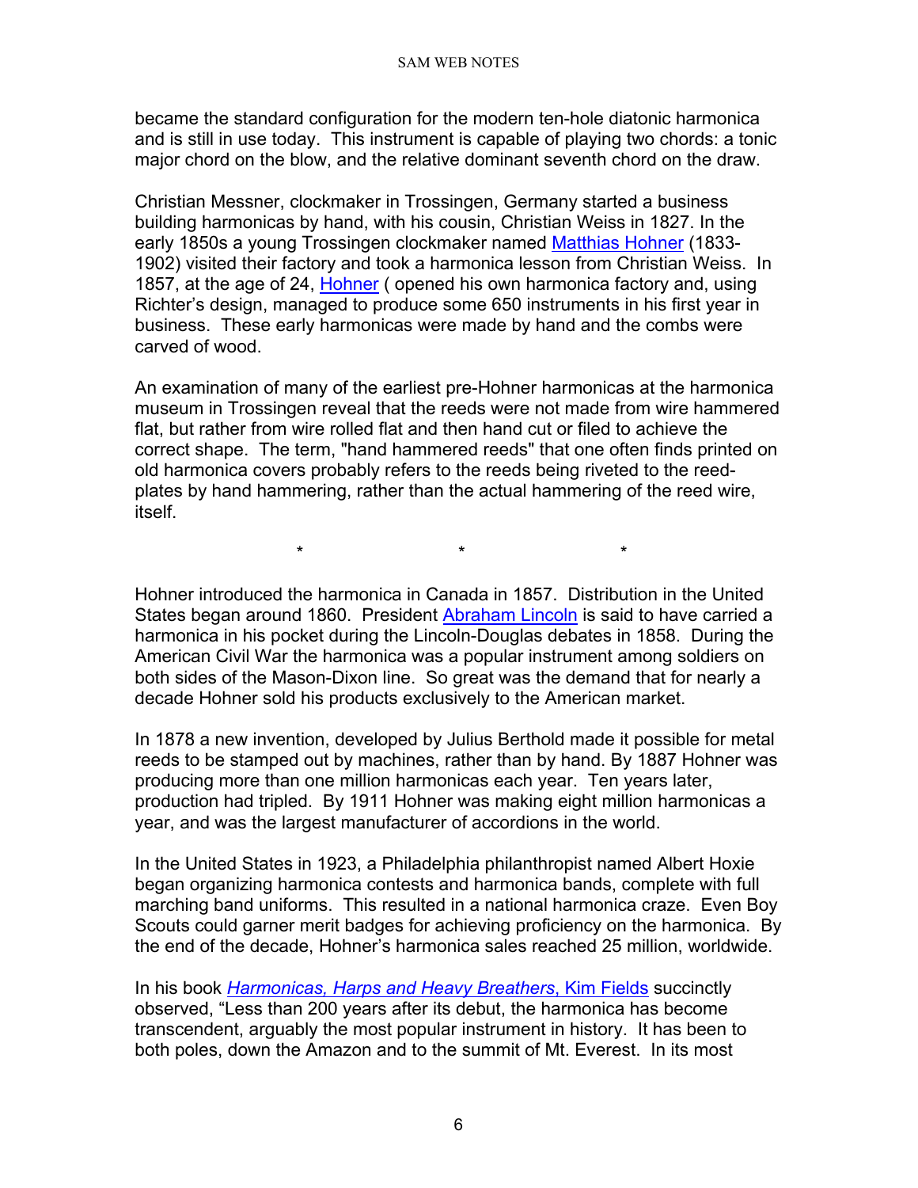became the standard configuration for the modern ten-hole diatonic harmonica and is still in use today. This instrument is capable of playing two chords: a tonic major chord on the blow, and the relative dominant seventh chord on the draw.

Christian Messner, clockmaker in Trossingen, Germany started a business building harmonicas by hand, with his cousin, Christian Weiss in 1827. In the early 1850s a young Trossingen clockmaker named Matthias Hohner (1833-1902) visited their factory and took a harmonica lesson from Christian Weiss. In 1857, at the age of 24, Hohner ( opened his own harmonica factory and, using Richter's design, managed to produce some 650 instruments in his first year in business. These early harmonicas were made by hand and the combs were carved of wood.

An examination of many of the earliest pre-Hohner harmonicas at the harmonica museum in Trossingen reveal that the reeds were not made from wire hammered flat, but rather from wire rolled flat and then hand cut or filed to achieve the correct shape. The term, "hand hammered reeds" that one often finds printed on old harmonica covers probably refers to the reeds being riveted to the reed-plates by hand hammering, rather than the actual hammering of the reed wire, itself.

\* \* \*

Hohner introduced the harmonica in Canada in 1857. Distribution in the United States began around 1860. President Abraham Lincoln is said to have carried a harmonica in his pocket during the Lincoln-Douglas debates in 1858. During the American Civil War the harmonica was a popular instrument among soldiers on both sides of the Mason-Dixon line. So great was the demand that for nearly a decade Hohner sold his products exclusively to the American market.

In 1878 a new invention, developed by Julius Berthold made it possible for metal reeds to be stamped out by machines, rather than by hand. By 1887 Hohner was producing more than one million harmonicas each year. Ten years later, production had tripled. By 1911 Hohner was making eight million harmonicas a year, and was the largest manufacturer of accordions in the world.

In the United States in 1923, a Philadelphia philanthropist named Albert Hoxie began organizing harmonica contests and harmonica bands, complete with full marching band uniforms. This resulted in a national harmonica craze. Even Boy Scouts could garner merit badges for achieving proficiency on the harmonica. By the end of the decade, Hohner's harmonica sales reached 25 million, worldwide.

In his book *Harmonicas, Harps and Heavy Breathers*, Kim Fields succinctly observed, "Less than 200 years after its debut, the harmonica has become transcendent, arguably the most popular instrument in history. It has been to both poles, down the Amazon and to the summit of Mt. Everest. In its most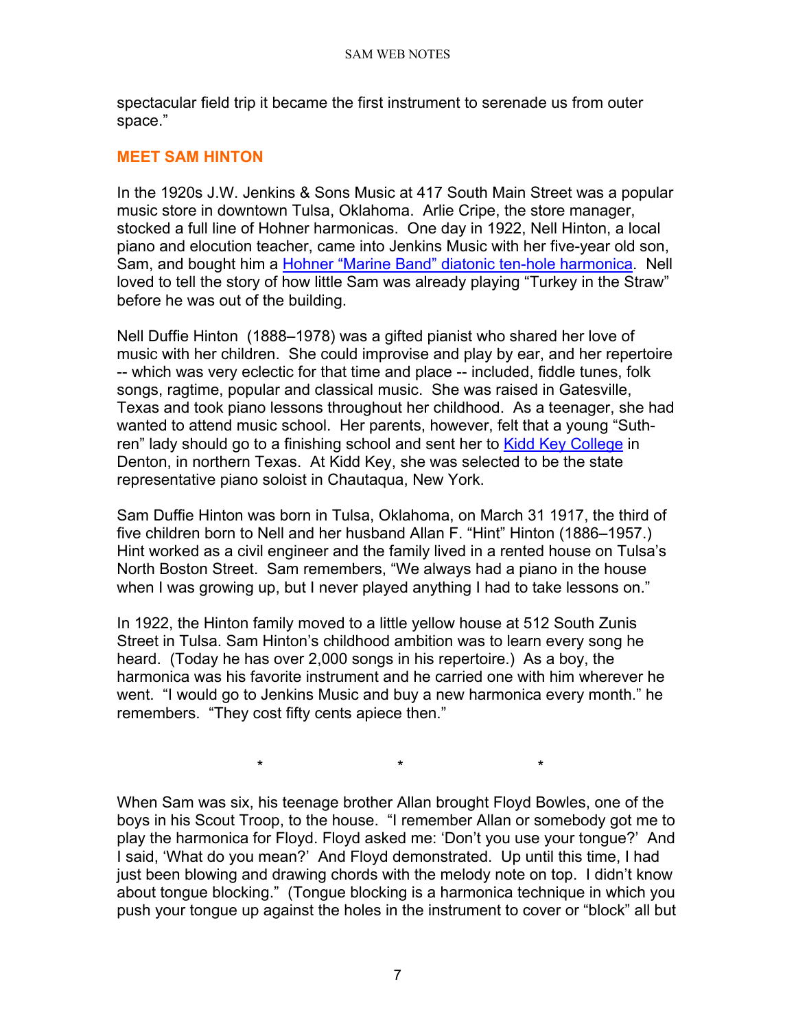spectacular field trip it became the first instrument to serenade us from outer space."

## MEET SAM HINTON

In the 1920s J.W. Jenkins & Sons Music at 417 South Main Street was a popular music store in downtown Tulsa, Oklahoma. Arlie Cripe, the store manager, stocked a full line of Hohner harmonicas. One day in 1922, Nell Hinton, a local piano and elocution teacher, came into Jenkins Music with her five-year old son, Sam, and bought him a Hohner "Marine Band" diatonic ten-hole harmonica. Nell loved to tell the story of how little Sam was already playing "Turkey in the Straw" before he was out of the building.

Nell Duffie Hinton (1888–1978) was a gifted pianist who shared her love of music with her children. She could improvise and play by ear, and her repertoire -- which was very eclectic for that time and place -- included, fiddle tunes, folk songs, ragtime, popular and classical music. She was raised in Gatesville, Texas and took piano lessons throughout her childhood. As a teenager, she had wanted to attend music school. Her parents, however, felt that a young "Suth-ren" lady should go to a finishing school and sent her to Kidd Key College in Denton, in northern Texas. At Kidd Key, she was selected to be the state representative piano soloist in Chautaqua, New York.

Sam Duffie Hinton was born in Tulsa, Oklahoma, on March 31 1917, the third of five children born to Nell and her husband Allan F. "Hint" Hinton (1886–1957.) Hint worked as a civil engineer and the family lived in a rented house on Tulsa's North Boston Street. Sam remembers, "We always had a piano in the house when I was growing up, but I never played anything I had to take lessons on."

In 1922, the Hinton family moved to a little yellow house at 512 South Zunis Street in Tulsa. Sam Hinton's childhood ambition was to learn every song he heard. (Today he has over 2,000 songs in his repertoire.) As a boy, the harmonica was his favorite instrument and he carried one with him wherever he went. "I would go to Jenkins Music and buy a new harmonica every month." he remembers. "They cost fifty cents apiece then."

\* \* \*

When Sam was six, his teenage brother Allan brought Floyd Bowles, one of the boys in his Scout Troop, to the house. "I remember Allan or somebody got me to play the harmonica for Floyd. Floyd asked me: 'Don't you use your tongue?' And I said, 'What do you mean?' And Floyd demonstrated. Up until this time, I had just been blowing and drawing chords with the melody note on top. I didn't know about tongue blocking." (Tongue blocking is a harmonica technique in which you push your tongue up against the holes in the instrument to cover or "block" all but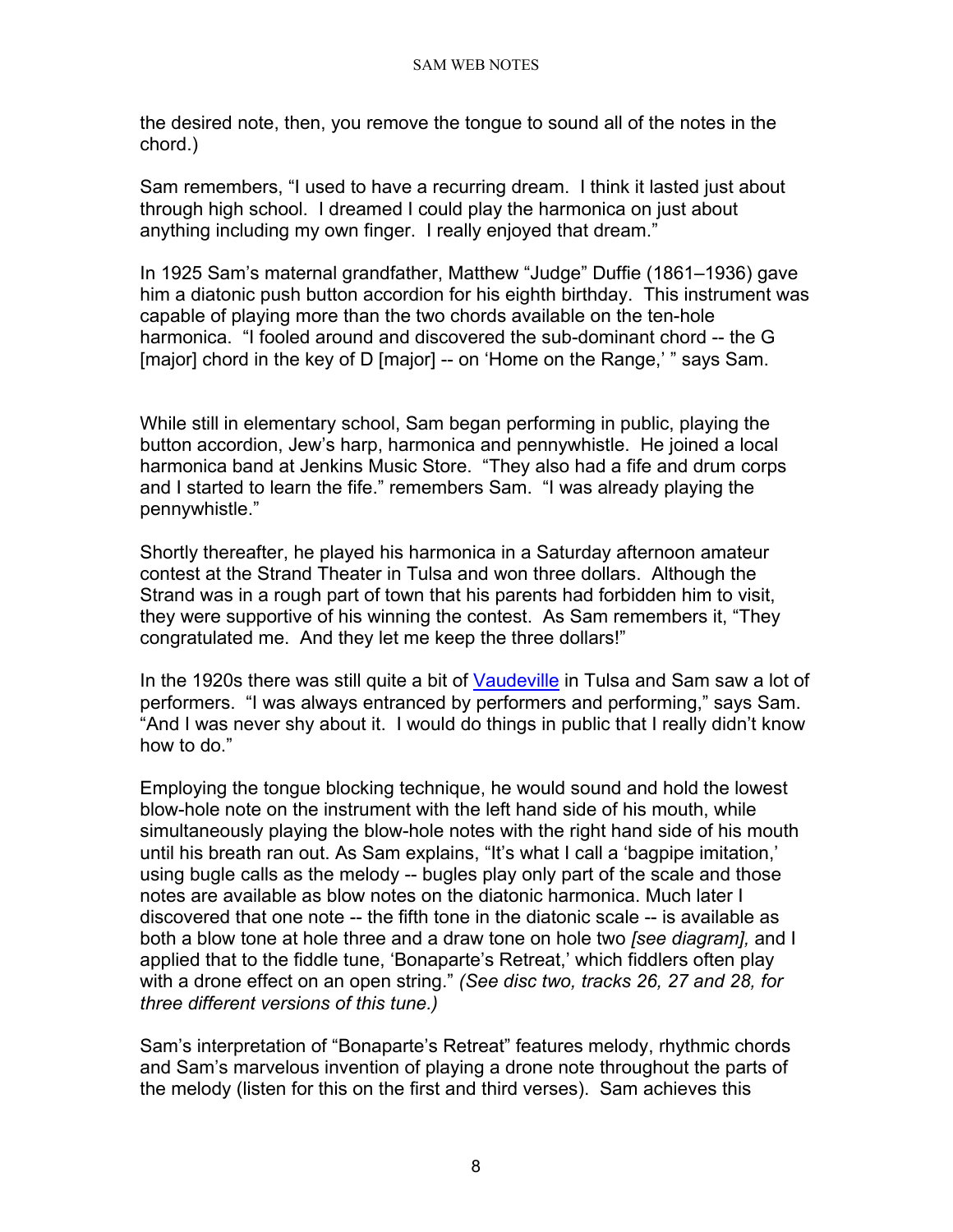the desired note, then, you remove the tongue to sound all of the notes in the chord.)

Sam remembers, "I used to have a recurring dream. I think it lasted just about through high school. I dreamed I could play the harmonica on just about anything including my own finger. I really enjoyed that dream."

In 1925 Sam's maternal grandfather, Matthew "Judge" Duffie (1861–1936) gave him a diatonic push button accordion for his eighth birthday. This instrument was capable of playing more than the two chords available on the ten-hole harmonica. "I fooled around and discovered the sub-dominant chord -- the G [major] chord in the key of D [major] -- on 'Home on the Range,' " says Sam.

While still in elementary school, Sam began performing in public, playing the button accordion, Jew's harp, harmonica and pennywhistle. He joined a local harmonica band at Jenkins Music Store. "They also had a fife and drum corps and I started to learn the fife." remembers Sam. "I was already playing the pennywhistle."

Shortly thereafter, he played his harmonica in a Saturday afternoon amateur contest at the Strand Theater in Tulsa and won three dollars. Although the Strand was in a rough part of town that his parents had forbidden him to visit, they were supportive of his winning the contest. As Sam remembers it, "They congratulated me. And they let me keep the three dollars!"

In the 1920s there was still quite a bit of Vaudeville in Tulsa and Sam saw a lot of performers. "I was always entranced by performers and performing," says Sam. "And I was never shy about it. I would do things in public that I really didn't know how to do."

Employing the tongue blocking technique, he would sound and hold the lowest blow-hole note on the instrument with the left hand side of his mouth, while simultaneously playing the blow-hole notes with the right hand side of his mouth until his breath ran out. As Sam explains, "It's what I call a 'bagpipe imitation,' using bugle calls as the melody -- bugles play only part of the scale and those notes are available as blow notes on the diatonic harmonica. Much later I discovered that one note -- the fifth tone in the diatonic scale -- is available as both a blow tone at hole three and a draw tone on hole two *[see diagram]*, and I applied that to the fiddle tune, 'Bonaparte's Retreat,' which fiddlers often play with a drone effect on an open string." *(See disc two, tracks 26, 27 and 28, for three different versions of this tune.)*

Sam's interpretation of "Bonaparte's Retreat" features melody, rhythmic chords and Sam's marvelous invention of playing a drone note throughout the parts of the melody (listen for this on the first and third verses). Sam achieves this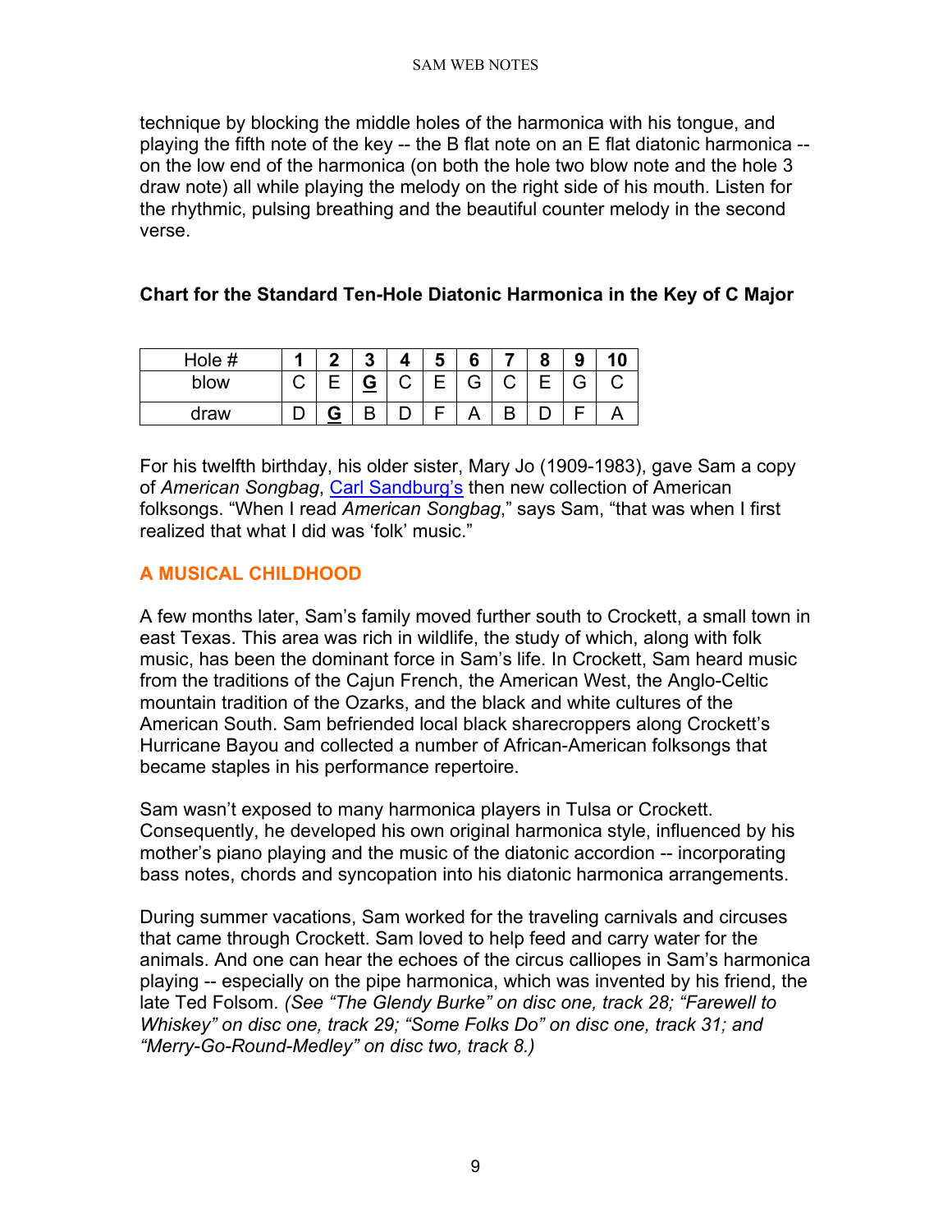technique by blocking the middle holes of the harmonica with his tongue, and playing the fifth note of the key -- the B flat note on an E flat diatonic harmonica -- on the low end of the harmonica (on both the hole two blow note and the hole 3 draw note) all while playing the melody on the right side of his mouth. Listen for the rhythmic, pulsing breathing and the beautiful counter melody in the second verse.

**Chart for the Standard Ten-Hole Diatonic Harmonica in the Key of C Major**

| Hole # | **1** | **2** | **3** | **4** | **5** | **6** | **7** | **8** | **9** | **10** |
|---|---|---|---|---|---|---|---|---|---|---|
| blow | C | E | **G** | C | E | G | C | E | G | C |
| draw | D | **G** | B | D | F | A | B | D | F | A |

For his twelfth birthday, his older sister, Mary Jo (1909-1983), gave Sam a copy of *American Songbag*, Carl Sandburg's then new collection of American folksongs. "When I read *American Songbag*," says Sam, "that was when I first realized that what I did was 'folk' music."

## A MUSICAL CHILDHOOD

A few months later, Sam's family moved further south to Crockett, a small town in east Texas. This area was rich in wildlife, the study of which, along with folk music, has been the dominant force in Sam's life. In Crockett, Sam heard music from the traditions of the Cajun French, the American West, the Anglo-Celtic mountain tradition of the Ozarks, and the black and white cultures of the American South. Sam befriended local black sharecroppers along Crockett's Hurricane Bayou and collected a number of African-American folksongs that became staples in his performance repertoire.

Sam wasn't exposed to many harmonica players in Tulsa or Crockett. Consequently, he developed his own original harmonica style, influenced by his mother's piano playing and the music of the diatonic accordion -- incorporating bass notes, chords and syncopation into his diatonic harmonica arrangements.

During summer vacations, Sam worked for the traveling carnivals and circuses that came through Crockett. Sam loved to help feed and carry water for the animals. And one can hear the echoes of the circus calliopes in Sam's harmonica playing -- especially on the pipe harmonica, which was invented by his friend, the late Ted Folsom. *(See "The Glendy Burke" on disc one, track 28; "Farewell to Whiskey" on disc one, track 29; "Some Folks Do" on disc one, track 31; and "Merry-Go-Round-Medley" on disc two, track 8.)*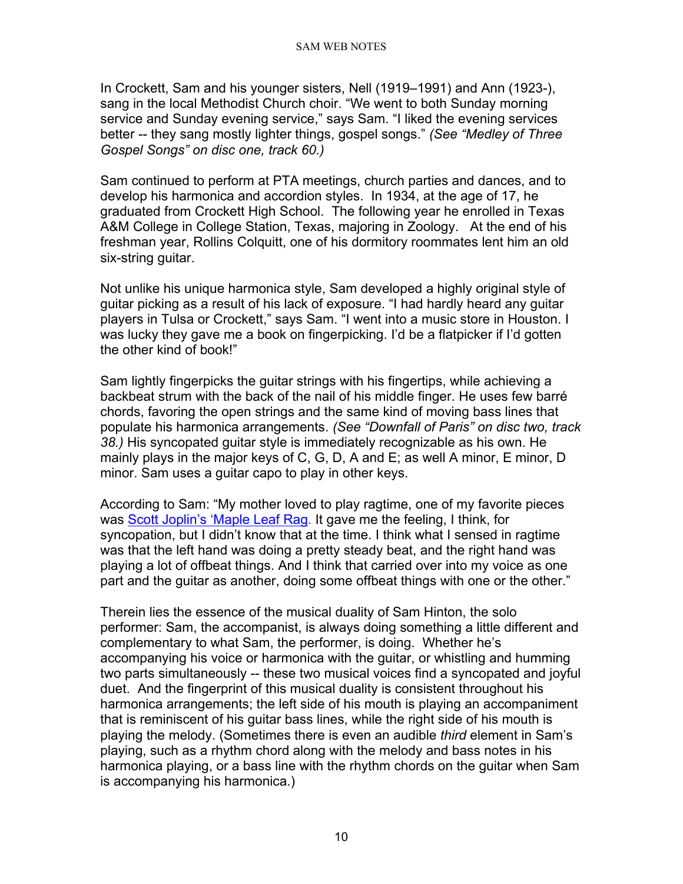In Crockett, Sam and his younger sisters, Nell (1919–1991) and Ann (1923-), sang in the local Methodist Church choir. "We went to both Sunday morning service and Sunday evening service," says Sam. "I liked the evening services better -- they sang mostly lighter things, gospel songs." *(See "Medley of Three Gospel Songs" on disc one, track 60.)*

Sam continued to perform at PTA meetings, church parties and dances, and to develop his harmonica and accordion styles. In 1934, at the age of 17, he graduated from Crockett High School. The following year he enrolled in Texas A&M College in College Station, Texas, majoring in Zoology. At the end of his freshman year, Rollins Colquitt, one of his dormitory roommates lent him an old six-string guitar.

Not unlike his unique harmonica style, Sam developed a highly original style of guitar picking as a result of his lack of exposure. "I had hardly heard any guitar players in Tulsa or Crockett," says Sam. "I went into a music store in Houston. I was lucky they gave me a book on fingerpicking. I'd be a flatpicker if I'd gotten the other kind of book!"

Sam lightly fingerpicks the guitar strings with his fingertips, while achieving a backbeat strum with the back of the nail of his middle finger. He uses few barré chords, favoring the open strings and the same kind of moving bass lines that populate his harmonica arrangements. *(See "Downfall of Paris" on disc two, track 38.)* His syncopated guitar style is immediately recognizable as his own. He mainly plays in the major keys of C, G, D, A and E; as well A minor, E minor, D minor. Sam uses a guitar capo to play in other keys.

According to Sam: "My mother loved to play ragtime, one of my favorite pieces was Scott Joplin's 'Maple Leaf Rag. It gave me the feeling, I think, for syncopation, but I didn't know that at the time. I think what I sensed in ragtime was that the left hand was doing a pretty steady beat, and the right hand was playing a lot of offbeat things. And I think that carried over into my voice as one part and the guitar as another, doing some offbeat things with one or the other."

Therein lies the essence of the musical duality of Sam Hinton, the solo performer: Sam, the accompanist, is always doing something a little different and complementary to what Sam, the performer, is doing. Whether he's accompanying his voice or harmonica with the guitar, or whistling and humming two parts simultaneously -- these two musical voices find a syncopated and joyful duet. And the fingerprint of this musical duality is consistent throughout his harmonica arrangements; the left side of his mouth is playing an accompaniment that is reminiscent of his guitar bass lines, while the right side of his mouth is playing the melody. (Sometimes there is even an audible *third* element in Sam's playing, such as a rhythm chord along with the melody and bass notes in his harmonica playing, or a bass line with the rhythm chords on the guitar when Sam is accompanying his harmonica.)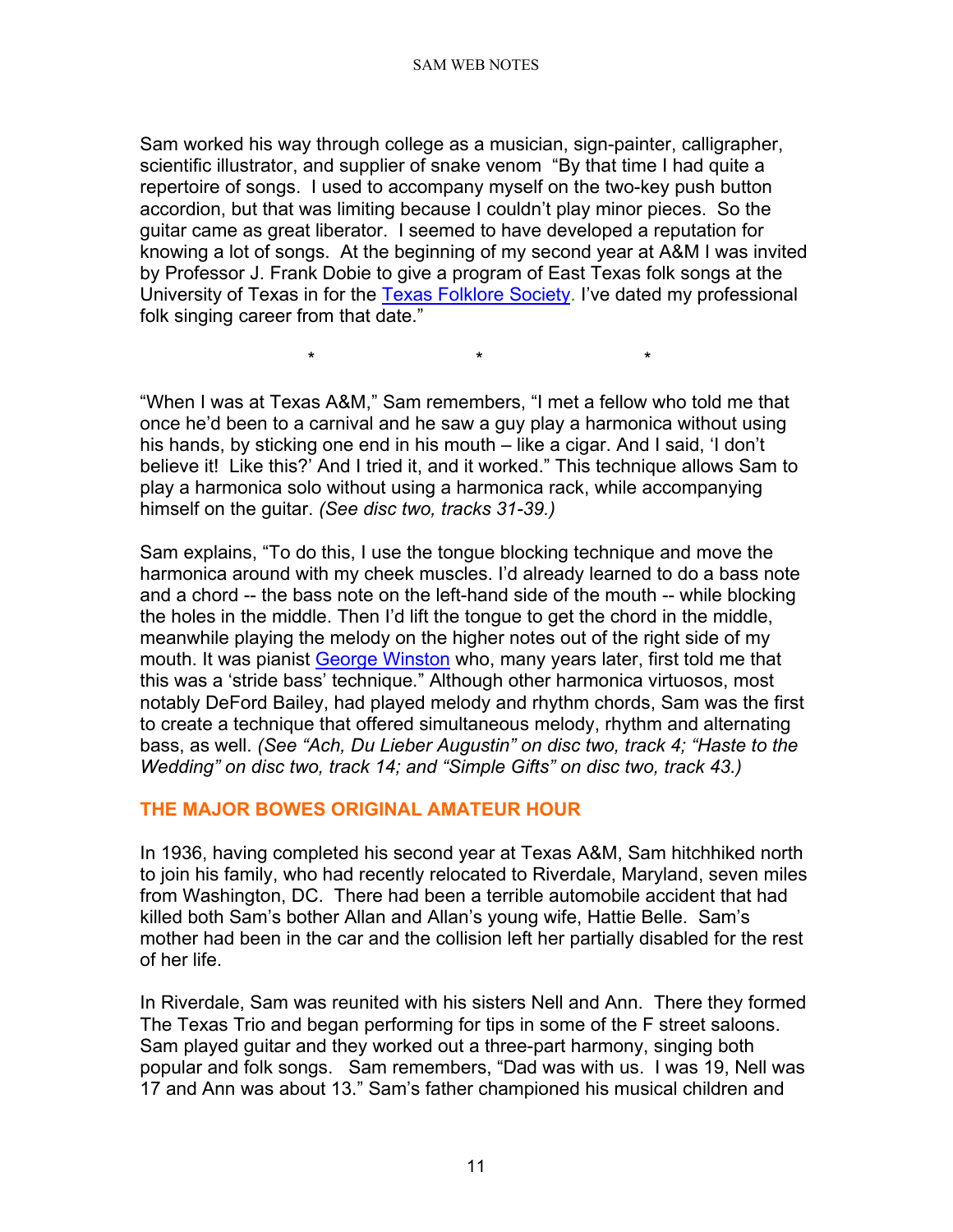Sam worked his way through college as a musician, sign-painter, calligrapher, scientific illustrator, and supplier of snake venom "By that time I had quite a repertoire of songs. I used to accompany myself on the two-key push button accordion, but that was limiting because I couldn't play minor pieces. So the guitar came as great liberator. I seemed to have developed a reputation for knowing a lot of songs. At the beginning of my second year at A&M I was invited by Professor J. Frank Dobie to give a program of East Texas folk songs at the University of Texas in for the Texas Folklore Society. I've dated my professional folk singing career from that date."

\* \* \*

"When I was at Texas A&M," Sam remembers, "I met a fellow who told me that once he'd been to a carnival and he saw a guy play a harmonica without using his hands, by sticking one end in his mouth – like a cigar. And I said, 'I don't believe it! Like this?' And I tried it, and it worked." This technique allows Sam to play a harmonica solo without using a harmonica rack, while accompanying himself on the guitar. *(See disc two, tracks 31-39.)*

Sam explains, "To do this, I use the tongue blocking technique and move the harmonica around with my cheek muscles. I'd already learned to do a bass note and a chord -- the bass note on the left-hand side of the mouth -- while blocking the holes in the middle. Then I'd lift the tongue to get the chord in the middle, meanwhile playing the melody on the higher notes out of the right side of my mouth. It was pianist George Winston who, many years later, first told me that this was a 'stride bass' technique." Although other harmonica virtuosos, most notably DeFord Bailey, had played melody and rhythm chords, Sam was the first to create a technique that offered simultaneous melody, rhythm and alternating bass, as well. *(See "Ach, Du Lieber Augustin" on disc two, track 4; "Haste to the Wedding" on disc two, track 14; and "Simple Gifts" on disc two, track 43.)*

## THE MAJOR BOWES ORIGINAL AMATEUR HOUR

In 1936, having completed his second year at Texas A&M, Sam hitchhiked north to join his family, who had recently relocated to Riverdale, Maryland, seven miles from Washington, DC. There had been a terrible automobile accident that had killed both Sam's bother Allan and Allan's young wife, Hattie Belle. Sam's mother had been in the car and the collision left her partially disabled for the rest of her life.

In Riverdale, Sam was reunited with his sisters Nell and Ann. There they formed The Texas Trio and began performing for tips in some of the F street saloons. Sam played guitar and they worked out a three-part harmony, singing both popular and folk songs. Sam remembers, "Dad was with us. I was 19, Nell was 17 and Ann was about 13." Sam's father championed his musical children and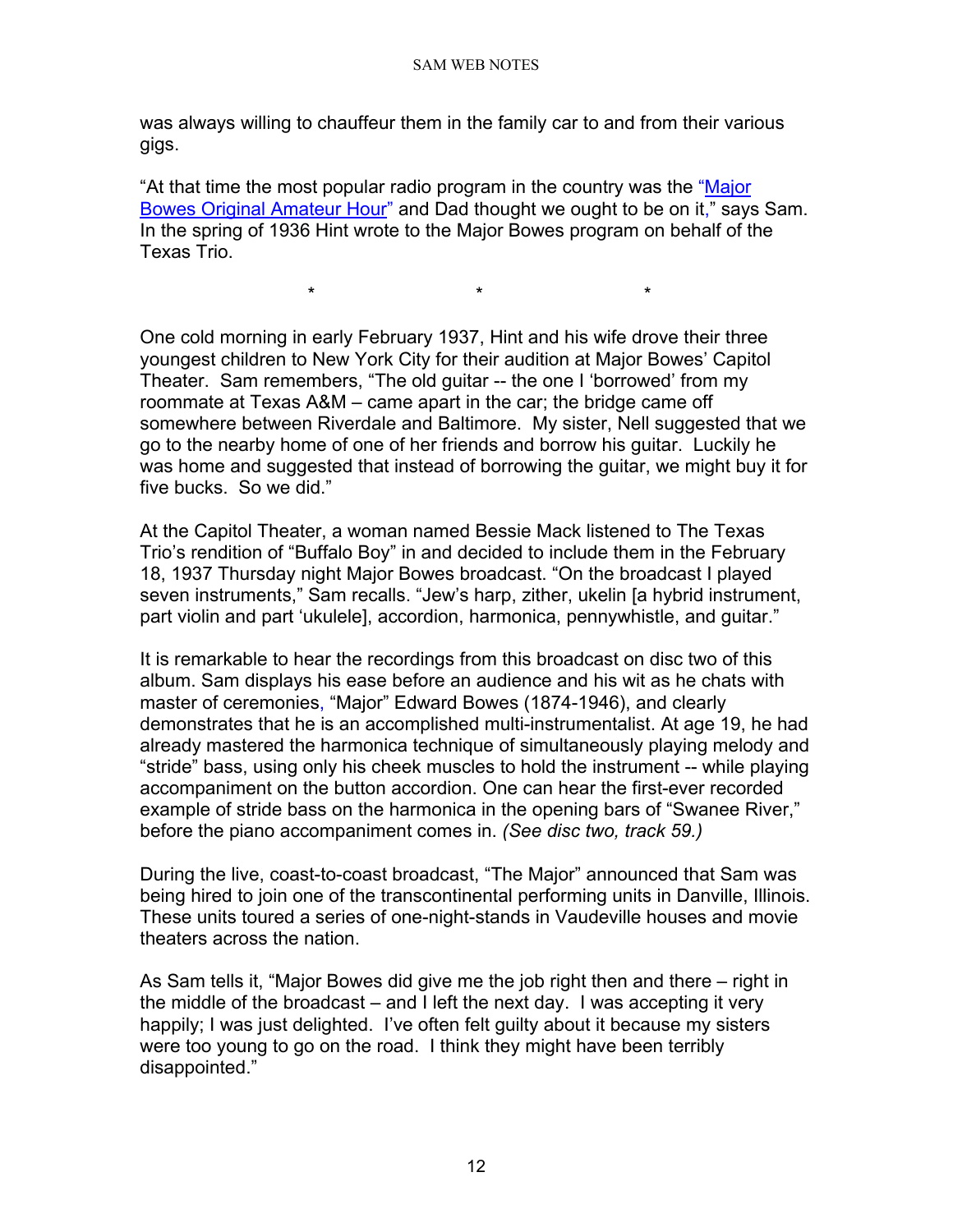was always willing to chauffeur them in the family car to and from their various gigs.

"At that time the most popular radio program in the country was the "Major Bowes Original Amateur Hour" and Dad thought we ought to be on it," says Sam. In the spring of 1936 Hint wrote to the Major Bowes program on behalf of the Texas Trio.

\* \* \*

One cold morning in early February 1937, Hint and his wife drove their three youngest children to New York City for their audition at Major Bowes' Capitol Theater. Sam remembers, "The old guitar -- the one I 'borrowed' from my roommate at Texas A&M – came apart in the car; the bridge came off somewhere between Riverdale and Baltimore. My sister, Nell suggested that we go to the nearby home of one of her friends and borrow his guitar. Luckily he was home and suggested that instead of borrowing the guitar, we might buy it for five bucks. So we did."

At the Capitol Theater, a woman named Bessie Mack listened to The Texas Trio's rendition of "Buffalo Boy" in and decided to include them in the February 18, 1937 Thursday night Major Bowes broadcast. "On the broadcast I played seven instruments," Sam recalls. "Jew's harp, zither, ukelin [a hybrid instrument, part violin and part 'ukulele], accordion, harmonica, pennywhistle, and guitar."

It is remarkable to hear the recordings from this broadcast on disc two of this album. Sam displays his ease before an audience and his wit as he chats with master of ceremonies, "Major" Edward Bowes (1874-1946), and clearly demonstrates that he is an accomplished multi-instrumentalist. At age 19, he had already mastered the harmonica technique of simultaneously playing melody and "stride" bass, using only his cheek muscles to hold the instrument -- while playing accompaniment on the button accordion. One can hear the first-ever recorded example of stride bass on the harmonica in the opening bars of "Swanee River," before the piano accompaniment comes in. *(See disc two, track 59.)*

During the live, coast-to-coast broadcast, "The Major" announced that Sam was being hired to join one of the transcontinental performing units in Danville, Illinois. These units toured a series of one-night-stands in Vaudeville houses and movie theaters across the nation.

As Sam tells it, "Major Bowes did give me the job right then and there – right in the middle of the broadcast – and I left the next day. I was accepting it very happily; I was just delighted. I've often felt guilty about it because my sisters were too young to go on the road. I think they might have been terribly disappointed."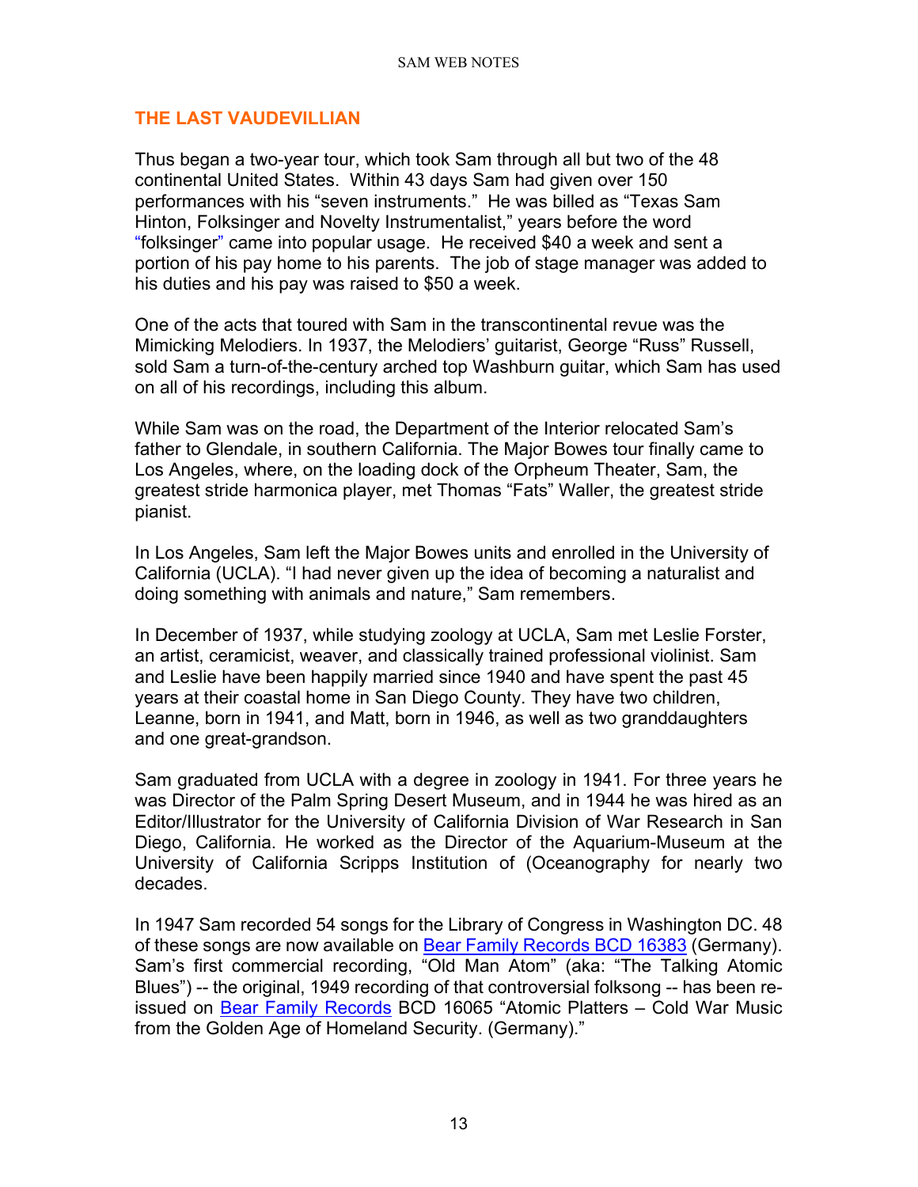## THE LAST VAUDEVILLIAN

Thus began a two-year tour, which took Sam through all but two of the 48 continental United States. Within 43 days Sam had given over 150 performances with his "seven instruments." He was billed as "Texas Sam Hinton, Folksinger and Novelty Instrumentalist," years before the word "folksinger" came into popular usage. He received $40 a week and sent a portion of his pay home to his parents. The job of stage manager was added to his duties and his pay was raised to $50 a week.

One of the acts that toured with Sam in the transcontinental revue was the Mimicking Melodiers. In 1937, the Melodiers' guitarist, George "Russ" Russell, sold Sam a turn-of-the-century arched top Washburn guitar, which Sam has used on all of his recordings, including this album.

While Sam was on the road, the Department of the Interior relocated Sam's father to Glendale, in southern California. The Major Bowes tour finally came to Los Angeles, where, on the loading dock of the Orpheum Theater, Sam, the greatest stride harmonica player, met Thomas "Fats" Waller, the greatest stride pianist.

In Los Angeles, Sam left the Major Bowes units and enrolled in the University of California (UCLA). "I had never given up the idea of becoming a naturalist and doing something with animals and nature," Sam remembers.

In December of 1937, while studying zoology at UCLA, Sam met Leslie Forster, an artist, ceramicist, weaver, and classically trained professional violinist. Sam and Leslie have been happily married since 1940 and have spent the past 45 years at their coastal home in San Diego County. They have two children, Leanne, born in 1941, and Matt, born in 1946, as well as two granddaughters and one great-grandson.

Sam graduated from UCLA with a degree in zoology in 1941. For three years he was Director of the Palm Spring Desert Museum, and in 1944 he was hired as an Editor/Illustrator for the University of California Division of War Research in San Diego, California. He worked as the Director of the Aquarium-Museum at the University of California Scripps Institution of (Oceanography for nearly two decades.

In 1947 Sam recorded 54 songs for the Library of Congress in Washington DC. 48 of these songs are now available on Bear Family Records BCD 16383 (Germany). Sam's first commercial recording, "Old Man Atom" (aka: "The Talking Atomic Blues") -- the original, 1949 recording of that controversial folksong -- has been re-issued on Bear Family Records BCD 16065 "Atomic Platters – Cold War Music from the Golden Age of Homeland Security. (Germany)."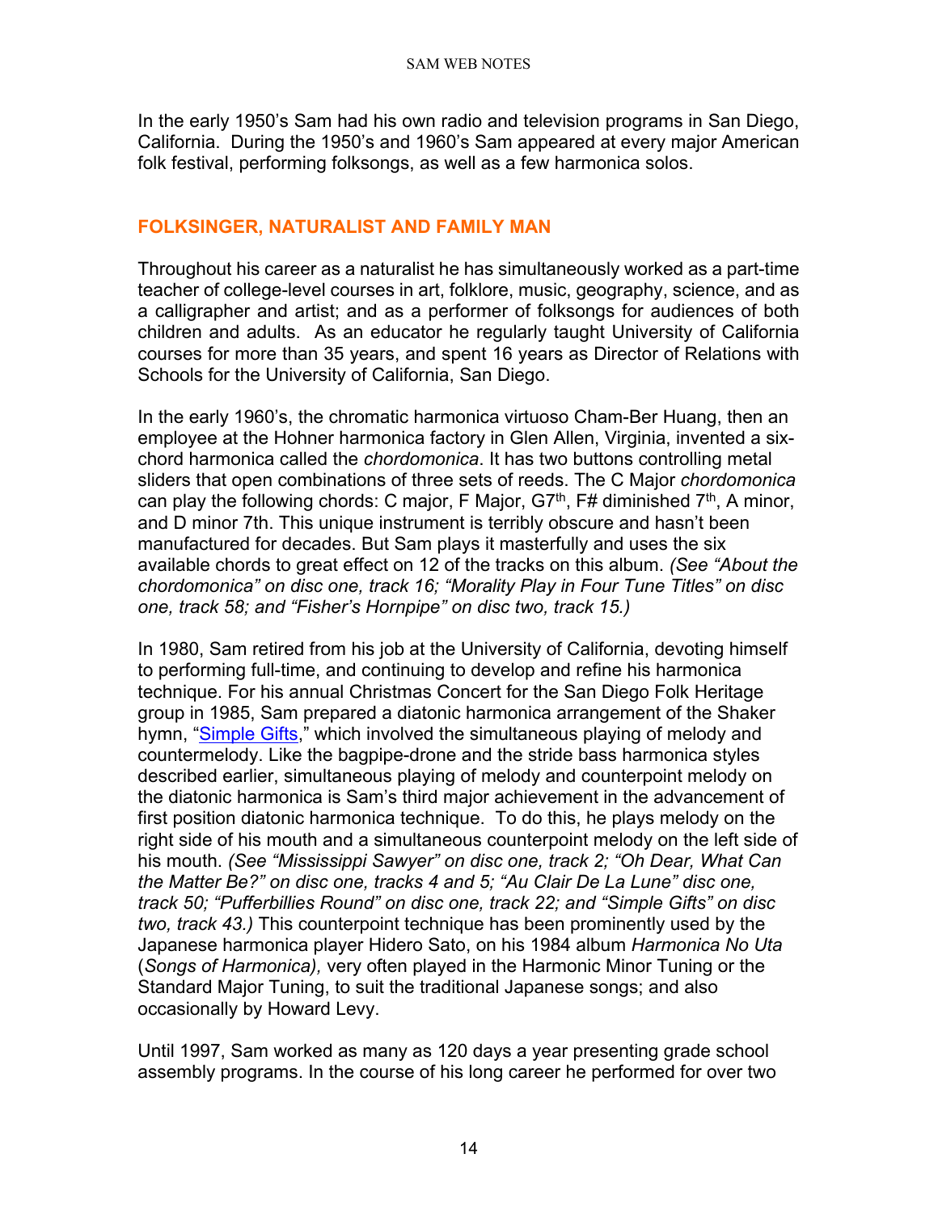In the early 1950's Sam had his own radio and television programs in San Diego, California. During the 1950's and 1960's Sam appeared at every major American folk festival, performing folksongs, as well as a few harmonica solos.

## FOLKSINGER, NATURALIST AND FAMILY MAN

Throughout his career as a naturalist he has simultaneously worked as a part-time teacher of college-level courses in art, folklore, music, geography, science, and as a calligrapher and artist; and as a performer of folksongs for audiences of both children and adults. As an educator he regularly taught University of California courses for more than 35 years, and spent 16 years as Director of Relations with Schools for the University of California, San Diego.

In the early 1960's, the chromatic harmonica virtuoso Cham-Ber Huang, then an employee at the Hohner harmonica factory in Glen Allen, Virginia, invented a six-chord harmonica called the *chordomonica*. It has two buttons controlling metal sliders that open combinations of three sets of reeds. The C Major *chordomonica* can play the following chords: C major, F Major, G7th, F# diminished 7th, A minor, and D minor 7th. This unique instrument is terribly obscure and hasn't been manufactured for decades. But Sam plays it masterfully and uses the six available chords to great effect on 12 of the tracks on this album. *(See "About the chordomonica" on disc one, track 16; "Morality Play in Four Tune Titles" on disc one, track 58; and "Fisher's Hornpipe" on disc two, track 15.)*

In 1980, Sam retired from his job at the University of California, devoting himself to performing full-time, and continuing to develop and refine his harmonica technique. For his annual Christmas Concert for the San Diego Folk Heritage group in 1985, Sam prepared a diatonic harmonica arrangement of the Shaker hymn, "Simple Gifts," which involved the simultaneous playing of melody and countermelody. Like the bagpipe-drone and the stride bass harmonica styles described earlier, simultaneous playing of melody and counterpoint melody on the diatonic harmonica is Sam's third major achievement in the advancement of first position diatonic harmonica technique. To do this, he plays melody on the right side of his mouth and a simultaneous counterpoint melody on the left side of his mouth. *(See "Mississippi Sawyer" on disc one, track 2; "Oh Dear, What Can the Matter Be?" on disc one, tracks 4 and 5; "Au Clair De La Lune" disc one, track 50; "Pufferbillies Round" on disc one, track 22; and "Simple Gifts" on disc two, track 43.)* This counterpoint technique has been prominently used by the Japanese harmonica player Hidero Sato, on his 1984 album *Harmonica No Uta* (*Songs of Harmonica),* very often played in the Harmonic Minor Tuning or the Standard Major Tuning, to suit the traditional Japanese songs; and also occasionally by Howard Levy.

Until 1997, Sam worked as many as 120 days a year presenting grade school assembly programs. In the course of his long career he performed for over two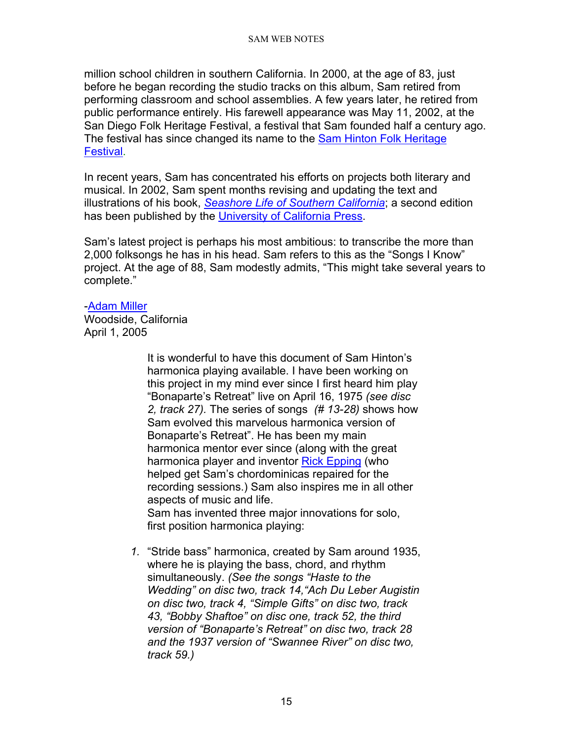million school children in southern California. In 2000, at the age of 83, just before he began recording the studio tracks on this album, Sam retired from performing classroom and school assemblies. A few years later, he retired from public performance entirely. His farewell appearance was May 11, 2002, at the San Diego Folk Heritage Festival, a festival that Sam founded half a century ago. The festival has since changed its name to the Sam Hinton Folk Heritage Festival.

In recent years, Sam has concentrated his efforts on projects both literary and musical. In 2002, Sam spent months revising and updating the text and illustrations of his book, *Seashore Life of Southern California*; a second edition has been published by the University of California Press.

Sam's latest project is perhaps his most ambitious: to transcribe the more than 2,000 folksongs he has in his head. Sam refers to this as the "Songs I Know" project. At the age of 88, Sam modestly admits, "This might take several years to complete."

-Adam Miller
Woodside, California
April 1, 2005

It is wonderful to have this document of Sam Hinton's harmonica playing available. I have been working on this project in my mind ever since I first heard him play "Bonaparte's Retreat" live on April 16, 1975 *(see disc 2, track 27).* The series of songs *(# 13-28)* shows how Sam evolved this marvelous harmonica version of Bonaparte's Retreat". He has been my main harmonica mentor ever since (along with the great harmonica player and inventor Rick Epping (who helped get Sam's chordominicas repaired for the recording sessions.) Sam also inspires me in all other aspects of music and life.
Sam has invented three major innovations for solo, first position harmonica playing:

1. "Stride bass" harmonica, created by Sam around 1935, where he is playing the bass, chord, and rhythm simultaneously. *(See the songs "Haste to the Wedding" on disc two, track 14,"Ach Du Leber Augistin on disc two, track 4, "Simple Gifts" on disc two, track 43, "Bobby Shaftoe" on disc one, track 52, the third version of "Bonaparte's Retreat" on disc two, track 28 and the 1937 version of "Swannee River" on disc two, track 59.)*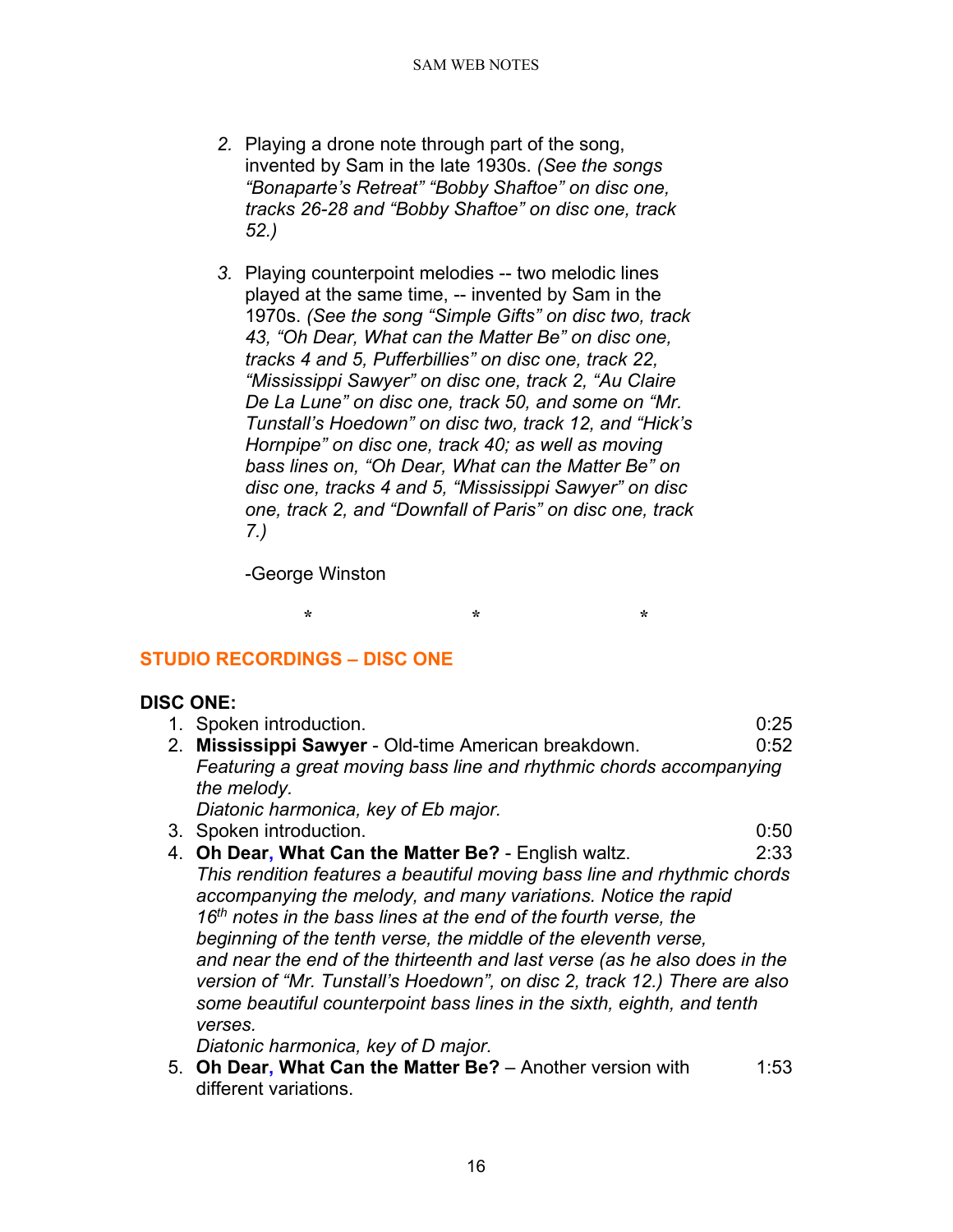2. Playing a drone note through part of the song, invented by Sam in the late 1930s. *(See the songs "Bonaparte's Retreat" "Bobby Shaftoe" on disc one, tracks 26-28 and "Bobby Shaftoe" on disc one, track 52.)*

3. Playing counterpoint melodies -- two melodic lines played at the same time, -- invented by Sam in the 1970s. *(See the song "Simple Gifts" on disc two, track 43, "Oh Dear, What can the Matter Be" on disc one, tracks 4 and 5, Pufferbillies" on disc one, track 22, "Mississippi Sawyer" on disc one, track 2, "Au Claire De La Lune" on disc one, track 50, and some on "Mr. Tunstall's Hoedown" on disc two, track 12, and "Hick's Hornpipe" on disc one, track 40; as well as moving bass lines on, "Oh Dear, What can the Matter Be" on disc one, tracks 4 and 5, "Mississippi Sawyer" on disc one, track 2, and "Downfall of Paris" on disc one, track 7.)*

-George Winston

\*　　　　\*　　　　\*

## STUDIO RECORDINGS – DISC ONE

**DISC ONE:**

1. Spoken introduction. 0:25
2. **Mississippi Sawyer** - Old-time American breakdown. 0:52
   *Featuring a great moving bass line and rhythmic chords accompanying the melody.*
   *Diatonic harmonica, key of Eb major.*
3. Spoken introduction. 0:50
4. **Oh Dear, What Can the Matter Be?** - English waltz. 2:33
   *This rendition features a beautiful moving bass line and rhythmic chords accompanying the melody, and many variations. Notice the rapid 16th notes in the bass lines at the end of the fourth verse, the beginning of the tenth verse, the middle of the eleventh verse, and near the end of the thirteenth and last verse (as he also does in the version of "Mr. Tunstall's Hoedown", on disc 2, track 12.) There are also some beautiful counterpoint bass lines in the sixth, eighth, and tenth verses.*
   *Diatonic harmonica, key of D major.*
5. **Oh Dear, What Can the Matter Be?** – Another version with different variations. 1:53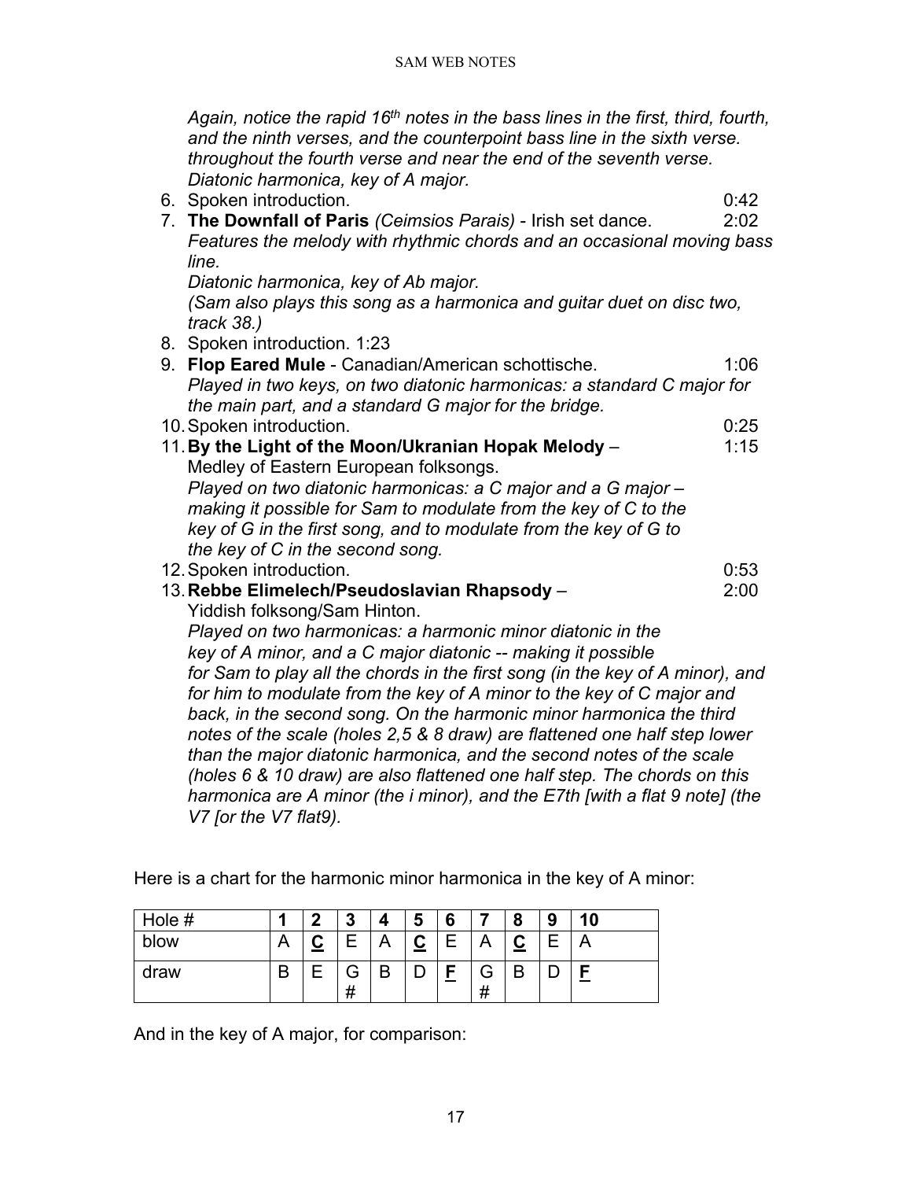*Again, notice the rapid 16th notes in the bass lines in the first, third, fourth, and the ninth verses, and the counterpoint bass line in the sixth verse. throughout the fourth verse and near the end of the seventh verse. Diatonic harmonica, key of A major.*

6. Spoken introduction. 0:42
7. **The Downfall of Paris** *(Ceimsios Parais)* - Irish set dance. 2:02
   *Features the melody with rhythmic chords and an occasional moving bass line.*
   *Diatonic harmonica, key of Ab major.*
   *(Sam also plays this song as a harmonica and guitar duet on disc two, track 38.)*
8. Spoken introduction. 1:23
9. **Flop Eared Mule** - Canadian/American schottische. 1:06
   *Played in two keys, on two diatonic harmonicas: a standard C major for the main part, and a standard G major for the bridge.*
10. Spoken introduction. 0:25
11. **By the Light of the Moon/Ukranian Hopak Melody** – 1:15
    Medley of Eastern European folksongs.
    *Played on two diatonic harmonicas: a C major and a G major – making it possible for Sam to modulate from the key of C to the key of G in the first song, and to modulate from the key of G to the key of C in the second song.*
12. Spoken introduction. 0:53
13. **Rebbe Elimelech/Pseudoslavian Rhapsody** – 2:00
    Yiddish folksong/Sam Hinton.
    *Played on two harmonicas: a harmonic minor diatonic in the key of A minor, and a C major diatonic -- making it possible for Sam to play all the chords in the first song (in the key of A minor), and for him to modulate from the key of A minor to the key of C major and back, in the second song. On the harmonic minor harmonica the third notes of the scale (holes 2,5 & 8 draw) are flattened one half step lower than the major diatonic harmonica, and the second notes of the scale (holes 6 & 10 draw) are also flattened one half step. The chords on this harmonica are A minor (the i minor), and the E7th [with a flat 9 note] (the V7 [or the V7 flat9).*

Here is a chart for the harmonic minor harmonica in the key of A minor:

| Hole # | **1** | **2** | **3** | **4** | **5** | **6** | **7** | **8** | **9** | **10** |
|---|---|---|---|---|---|---|---|---|---|---|
| blow | A | **C** | E | A | **C** | E | A | **C** | E | A |
| draw | B | E | G# | B | D | **F** | G# | B | D | **F** |

And in the key of A major, for comparison: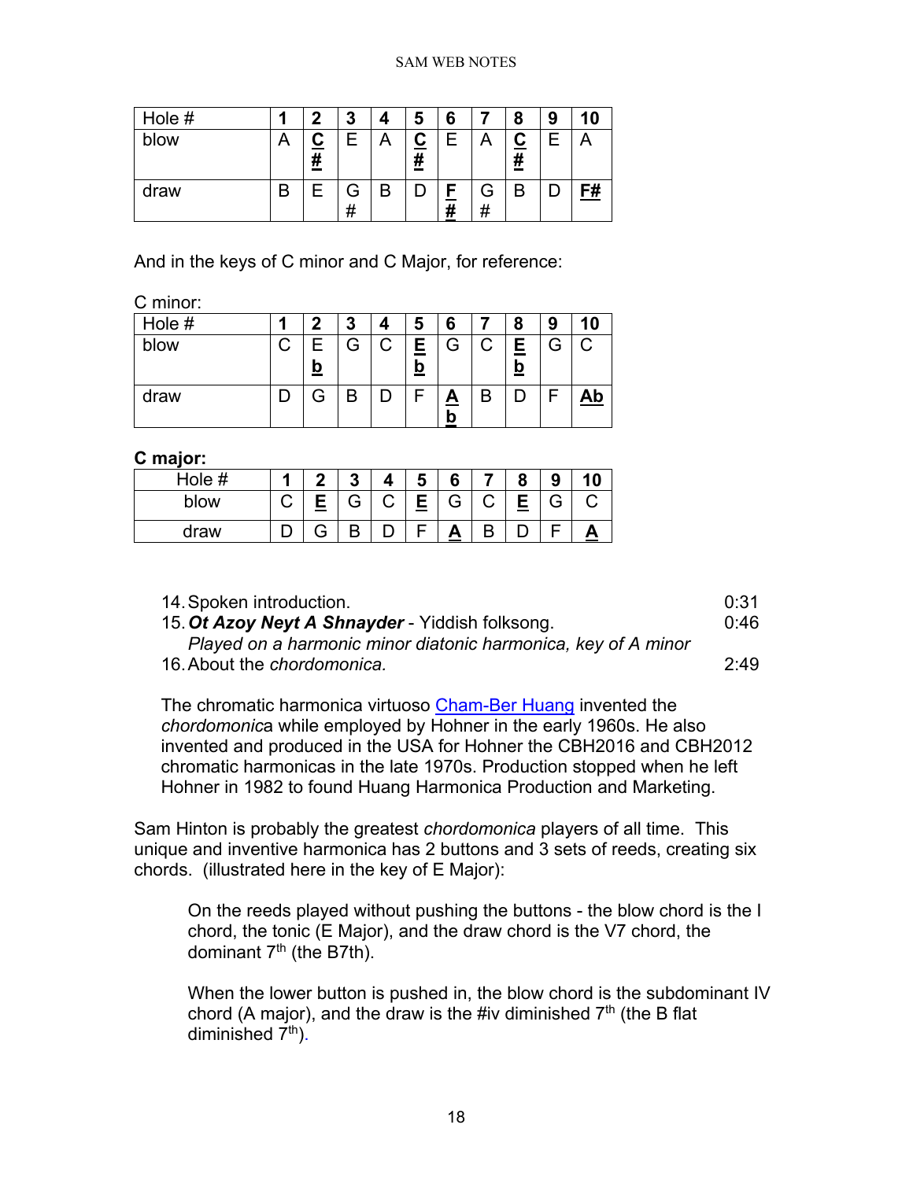| Hole # | 1 | 2 | 3 | 4 | 5 | 6 | 7 | 8 | 9 | 10 |
|---|---|---|---|---|---|---|---|---|---|---|
| blow | A | **C#** | E | A | **C#** | E | A | **C#** | E | A |
| draw | B | E | G# | B | D | **F#** | G# | B | D | **F#** |

And in the keys of C minor and C Major, for reference:

C minor:

| Hole # | 1 | 2 | 3 | 4 | 5 | 6 | 7 | 8 | 9 | 10 |
|---|---|---|---|---|---|---|---|---|---|---|
| blow | C | **Eb** | G | C | **Eb** | G | C | **Eb** | G | C |
| draw | D | G | B | D | F | **Ab** | B | D | F | **Ab** |

**C major:**

| Hole # | 1 | 2 | 3 | 4 | 5 | 6 | 7 | 8 | 9 | 10 |
|---|---|---|---|---|---|---|---|---|---|---|
| blow | C | **E** | G | C | **E** | G | C | **E** | G | C |
| draw | D | G | B | D | F | **A** | B | D | F | **A** |

14. Spoken introduction. 0:31
15. ***Ot Azoy Neyt A Shnayder*** - Yiddish folksong. 0:46
    *Played on a harmonic minor diatonic harmonica, key of A minor*
16. About the *chordomonica.* 2:49

The chromatic harmonica virtuoso Cham-Ber Huang invented the *chordomonica* while employed by Hohner in the early 1960s. He also invented and produced in the USA for Hohner the CBH2016 and CBH2012 chromatic harmonicas in the late 1970s. Production stopped when he left Hohner in 1982 to found Huang Harmonica Production and Marketing.

Sam Hinton is probably the greatest *chordomonica* players of all time. This unique and inventive harmonica has 2 buttons and 3 sets of reeds, creating six chords. (illustrated here in the key of E Major):

> On the reeds played without pushing the buttons - the blow chord is the I chord, the tonic (E Major), and the draw chord is the V7 chord, the dominant 7th (the B7th).
>
> When the lower button is pushed in, the blow chord is the subdominant IV chord (A major), and the draw is the #iv diminished 7th (the B flat diminished 7th).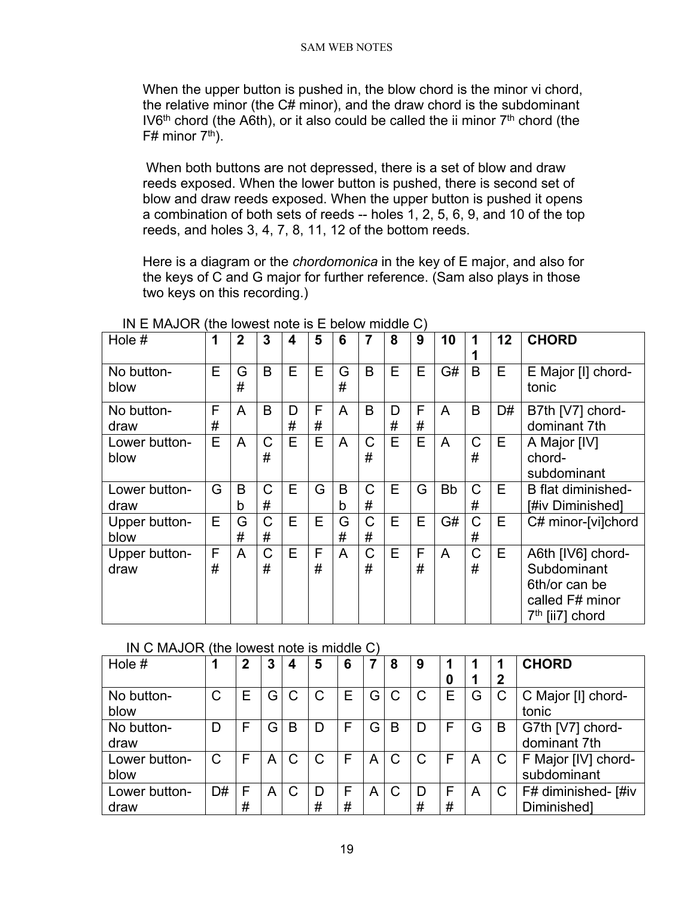When the upper button is pushed in, the blow chord is the minor vi chord, the relative minor (the C# minor), and the draw chord is the subdominant IV6th chord (the A6th), or it also could be called the ii minor 7th chord (the F# minor 7th).

When both buttons are not depressed, there is a set of blow and draw reeds exposed. When the lower button is pushed, there is second set of blow and draw reeds exposed. When the upper button is pushed it opens a combination of both sets of reeds -- holes 1, 2, 5, 6, 9, and 10 of the top reeds, and holes 3, 4, 7, 8, 11, 12 of the bottom reeds.

Here is a diagram or the *chordomonica* in the key of E major, and also for the keys of C and G major for further reference. (Sam also plays in those two keys on this recording.)

IN E MAJOR (the lowest note is E below middle C)

| Hole # | 1 | 2 | 3 | 4 | 5 | 6 | 7 | 8 | 9 | 10 | 11 | 12 | CHORD |
|---|---|---|---|---|---|---|---|---|---|---|---|---|---|
| No button-blow | E | G# | B | E | E | G# | B | E | E | G# | B | E | E Major [I] chord-tonic |
| No button-draw | F# | A | B | D# | F# | A | B | D# | F# | A | B | D# | B7th [V7] chord-dominant 7th |
| Lower button-blow | E | A | C# | E | E | A | C# | E | E | A | C# | E | A Major [IV] chord-subdominant |
| Lower button-draw | G | Bb | C# | E | G | Bb | C# | E | G | Bb | C# | E | B flat diminished-[#iv Diminished] |
| Upper button-blow | E | G# | C# | E | E | G# | C# | E | E | G# | C# | E | C# minor-[vi]chord |
| Upper button-draw | F# | A | C# | E | F# | A | C# | E | F# | A | C# | E | A6th [IV6] chord-Subdominant 6th/or can be called F# minor 7th [ii7] chord |

IN C MAJOR (the lowest note is middle C)

| Hole # | 1 | 2 | 3 | 4 | 5 | 6 | 7 | 8 | 9 | 10 | 11 | 12 | CHORD |
|---|---|---|---|---|---|---|---|---|---|---|---|---|---|
| No button-blow | C | E | G | C | C | E | G | C | C | E | G | C | C Major [I] chord-tonic |
| No button-draw | D | F | G | B | D | F | G | B | D | F | G | B | G7th [V7] chord-dominant 7th |
| Lower button-blow | C | F | A | C | C | F | A | C | C | F | A | C | F Major [IV] chord-subdominant |
| Lower button-draw | D# | F# | A | C | D# | F# | A | C | D# | F# | A | C | F# diminished- [#iv Diminished] |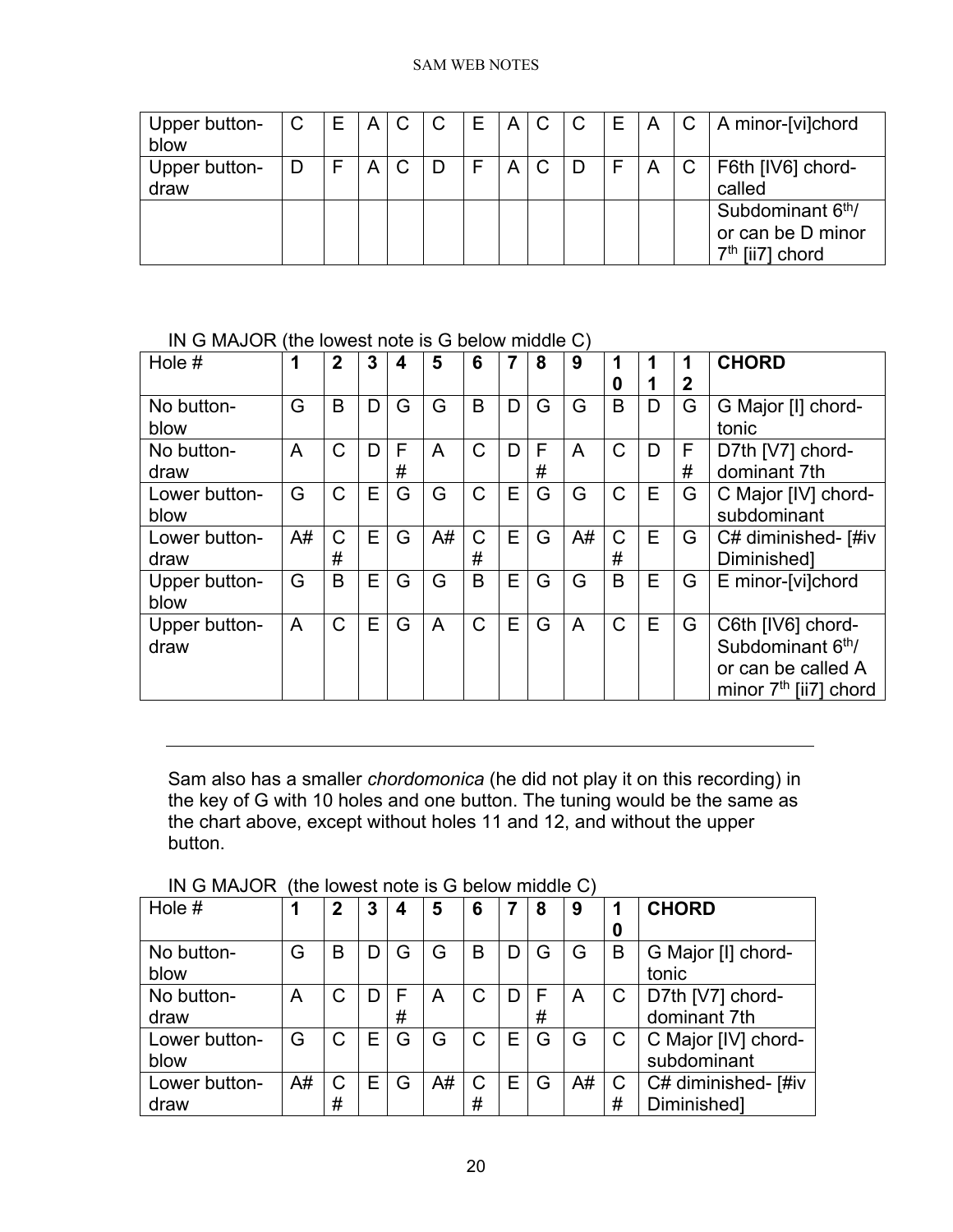| Upper button-blow | C | E | A | C | C | E | A | C | C | E | A | C | A minor-[vi]chord |
|---|---|---|---|---|---|---|---|---|---|---|---|---|---|
| Upper button-draw | D | F | A | C | D | F | A | C | D | F | A | C | F6th [IV6] chord-called |
| | | | | | | | | | | | | | Subdominant 6th/ or can be D minor 7th [ii7] chord |

IN G MAJOR (the lowest note is G below middle C)

| Hole # | **1** | **2** | **3** | **4** | **5** | **6** | **7** | **8** | **9** | **10** | **11** | **12** | **CHORD** |
|---|---|---|---|---|---|---|---|---|---|---|---|---|---|
| No button-blow | G | B | D | G | G | B | D | G | G | B | D | G | G Major [I] chord-tonic |
| No button-draw | A | C | D | F# | A | C | D | F# | A | C | D | F# | D7th [V7] chord-dominant 7th |
| Lower button-blow | G | C | E | G | G | C | E | G | G | C | E | G | C Major [IV] chord-subdominant |
| Lower button-draw | A# | C# | E | G | A# | C# | E | G | A# | C# | E | G | C# diminished- [#iv Diminished] |
| Upper button-blow | G | B | E | G | G | B | E | G | G | B | E | G | E minor-[vi]chord |
| Upper button-draw | A | C | E | G | A | C | E | G | A | C | E | G | C6th [IV6] chord-Subdominant 6th/ or can be called A minor 7th [ii7] chord |

---

Sam also has a smaller *chordomonica* (he did not play it on this recording) in the key of G with 10 holes and one button. The tuning would be the same as the chart above, except without holes 11 and 12, and without the upper button.

IN G MAJOR (the lowest note is G below middle C)

| Hole # | **1** | **2** | **3** | **4** | **5** | **6** | **7** | **8** | **9** | **10** | **CHORD** |
|---|---|---|---|---|---|---|---|---|---|---|---|
| No button-blow | G | B | D | G | G | B | D | G | G | B | G Major [I] chord-tonic |
| No button-draw | A | C | D | F# | A | C | D | F# | A | C | D7th [V7] chord-dominant 7th |
| Lower button-blow | G | C | E | G | G | C | E | G | G | C | C Major [IV] chord-subdominant |
| Lower button-draw | A# | C# | E | G | A# | C# | E | G | A# | C# | C# diminished- [#iv Diminished] |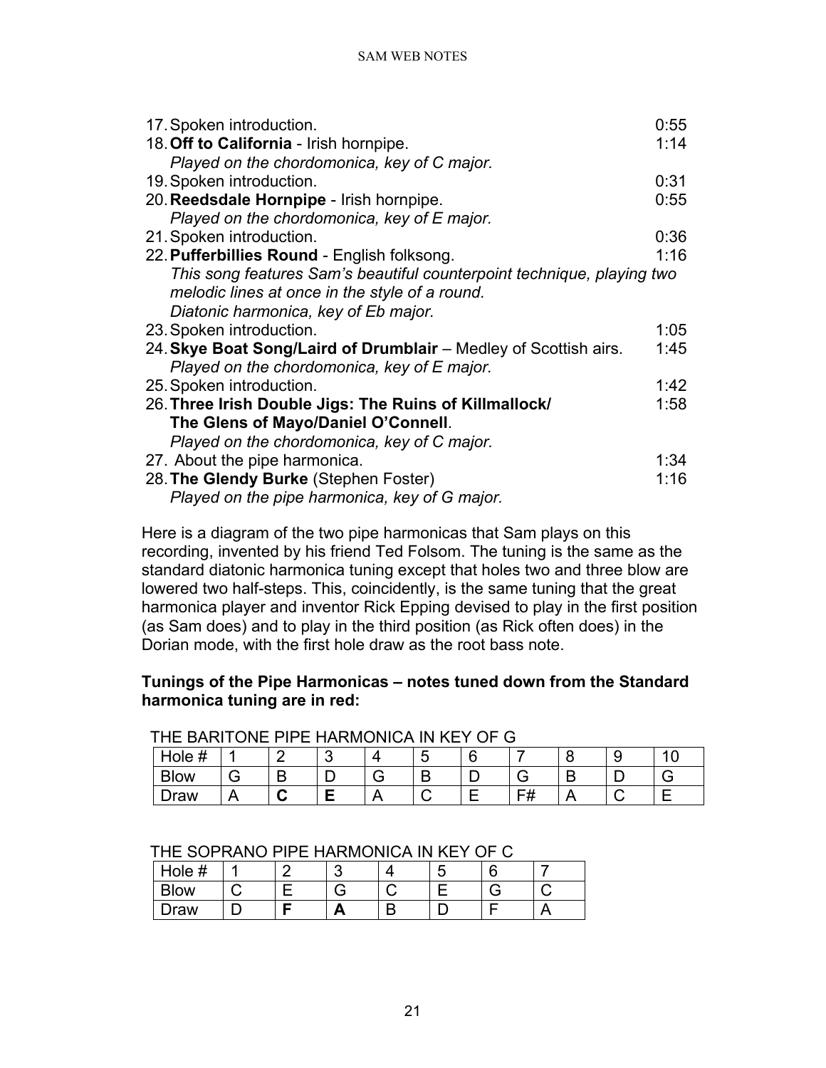17. Spoken introduction. 0:55
18. **Off to California** - Irish hornpipe. 1:14
    *Played on the chordomonica, key of C major.*
19. Spoken introduction. 0:31
20. **Reedsdale Hornpipe** - Irish hornpipe. 0:55
    *Played on the chordomonica, key of E major.*
21. Spoken introduction. 0:36
22. **Pufferbillies Round** - English folksong. 1:16
    *This song features Sam's beautiful counterpoint technique, playing two melodic lines at once in the style of a round.*
    *Diatonic harmonica, key of Eb major.*
23. Spoken introduction. 1:05
24. **Skye Boat Song/Laird of Drumblair** – Medley of Scottish airs. 1:45
    *Played on the chordomonica, key of E major.*
25. Spoken introduction. 1:42
26. **Three Irish Double Jigs: The Ruins of Killmallock/ The Glens of Mayo/Daniel O'Connell**. 1:58
    *Played on the chordomonica, key of C major.*
27. About the pipe harmonica. 1:34
28. **The Glendy Burke** (Stephen Foster) 1:16
    *Played on the pipe harmonica, key of G major.*

Here is a diagram of the two pipe harmonicas that Sam plays on this recording, invented by his friend Ted Folsom. The tuning is the same as the standard diatonic harmonica tuning except that holes two and three blow are lowered two half-steps. This, coincidently, is the same tuning that the great harmonica player and inventor Rick Epping devised to play in the first position (as Sam does) and to play in the third position (as Rick often does) in the Dorian mode, with the first hole draw as the root bass note.

**Tunings of the Pipe Harmonicas – notes tuned down from the Standard harmonica tuning are in red:**

THE BARITONE PIPE HARMONICA IN KEY OF G

| Hole # | 1 | 2 | 3 | 4 | 5 | 6 | 7 | 8 | 9 | 10 |
|---|---|---|---|---|---|---|---|---|---|---|
| Blow | G | B | D | G | B | D | G | B | D | G |
| Draw | A | **C** | **E** | A | C | E | F# | A | C | E |

THE SOPRANO PIPE HARMONICA IN KEY OF C

| Hole # | 1 | 2 | 3 | 4 | 5 | 6 | 7 |
|---|---|---|---|---|---|---|---|
| Blow | C | E | G | C | E | G | C |
| Draw | D | **F** | **A** | B | D | F | A |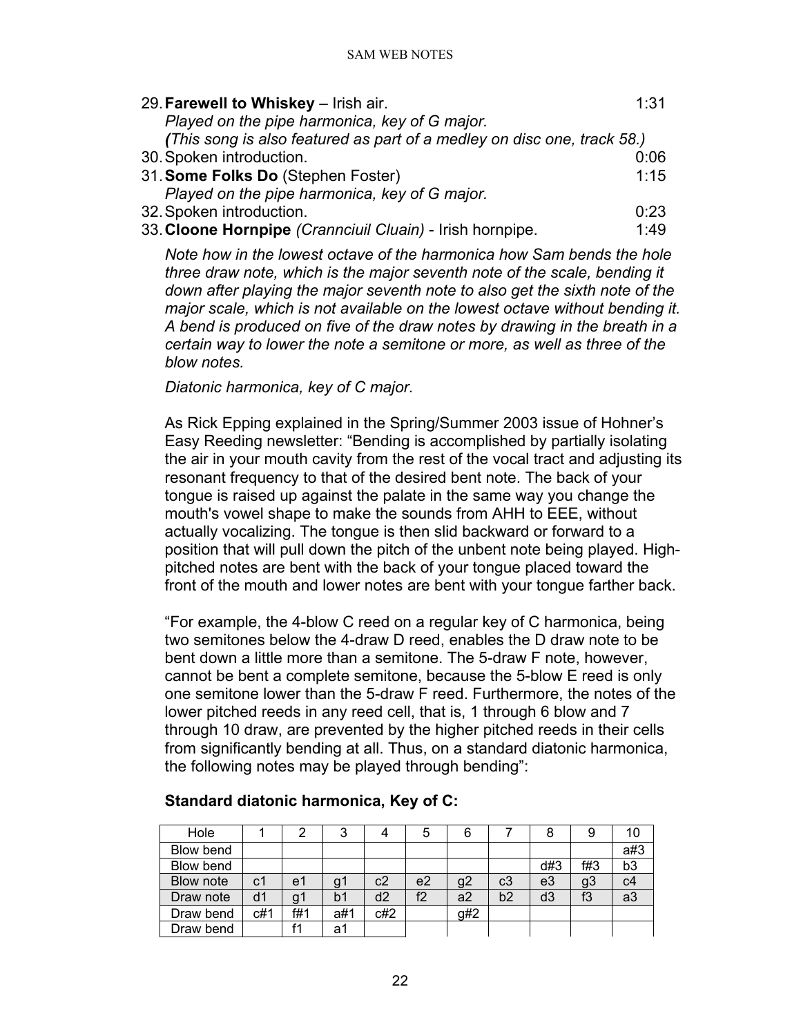29. **Farewell to Whiskey** – Irish air. 1:31
    *Played on the pipe harmonica, key of G major.*
    *(This song is also featured as part of a medley on disc one, track 58.)*
30. Spoken introduction. 0:06
31. **Some Folks Do** (Stephen Foster) 1:15
    *Played on the pipe harmonica, key of G major.*
32. Spoken introduction. 0:23
33. **Cloone Hornpipe** *(Crannciuil Cluain)* - Irish hornpipe. 1:49

    *Note how in the lowest octave of the harmonica how Sam bends the hole three draw note, which is the major seventh note of the scale, bending it down after playing the major seventh note to also get the sixth note of the major scale, which is not available on the lowest octave without bending it. A bend is produced on five of the draw notes by drawing in the breath in a certain way to lower the note a semitone or more, as well as three of the blow notes.*

    *Diatonic harmonica, key of C major.*

    As Rick Epping explained in the Spring/Summer 2003 issue of Hohner's Easy Reeding newsletter: "Bending is accomplished by partially isolating the air in your mouth cavity from the rest of the vocal tract and adjusting its resonant frequency to that of the desired bent note. The back of your tongue is raised up against the palate in the same way you change the mouth's vowel shape to make the sounds from AHH to EEE, without actually vocalizing. The tongue is then slid backward or forward to a position that will pull down the pitch of the unbent note being played. High-pitched notes are bent with the back of your tongue placed toward the front of the mouth and lower notes are bent with your tongue farther back.

    "For example, the 4-blow C reed on a regular key of C harmonica, being two semitones below the 4-draw D reed, enables the D draw note to be bent down a little more than a semitone. The 5-draw F note, however, cannot be bent a complete semitone, because the 5-blow E reed is only one semitone lower than the 5-draw F reed. Furthermore, the notes of the lower pitched reeds in any reed cell, that is, 1 through 6 blow and 7 through 10 draw, are prevented by the higher pitched reeds in their cells from significantly bending at all. Thus, on a standard diatonic harmonica, the following notes may be played through bending":

    **Standard diatonic harmonica, Key of C:**

| Hole | 1 | 2 | 3 | 4 | 5 | 6 | 7 | 8 | 9 | 10 |
|---|---|---|---|---|---|---|---|---|---|---|
| Blow bend | | | | | | | | | | a#3 |
| Blow bend | | | | | | | | d#3 | f#3 | b3 |
| Blow note | c1 | e1 | g1 | c2 | e2 | g2 | c3 | e3 | g3 | c4 |
| Draw note | d1 | g1 | b1 | d2 | f2 | a2 | b2 | d3 | f3 | a3 |
| Draw bend | c#1 | f#1 | a#1 | c#2 | | g#2 | | | | |
| Draw bend | | f1 | a1 | | | | | | | |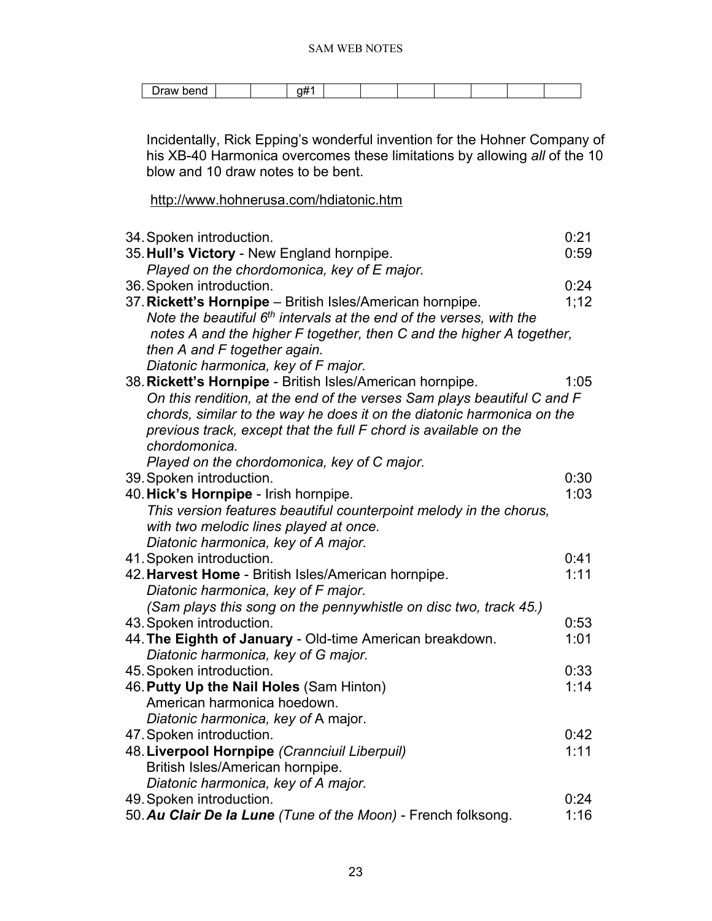| Draw bend | | | g#1 | | | | | | | |
|---|---|---|---|---|---|---|---|---|---|---|

Incidentally, Rick Epping's wonderful invention for the Hohner Company of his XB-40 Harmonica overcomes these limitations by allowing *all* of the 10 blow and 10 draw notes to be bent.

http://www.hohnerusa.com/hdiatonic.htm

34. Spoken introduction. 0:21
35. **Hull's Victory** - New England hornpipe. 0:59
    *Played on the chordomonica, key of E major.*
36. Spoken introduction. 0:24
37. **Rickett's Hornpipe** – British Isles/American hornpipe. 1;12
    *Note the beautiful 6th intervals at the end of the verses, with the notes A and the higher F together, then C and the higher A together, then A and F together again.*
    *Diatonic harmonica, key of F major.*
38. **Rickett's Hornpipe** - British Isles/American hornpipe. 1:05
    *On this rendition, at the end of the verses Sam plays beautiful C and F chords, similar to the way he does it on the diatonic harmonica on the previous track, except that the full F chord is available on the chordomonica.*
    *Played on the chordomonica, key of C major.*
39. Spoken introduction. 0:30
40. **Hick's Hornpipe** - Irish hornpipe. 1:03
    *This version features beautiful counterpoint melody in the chorus, with two melodic lines played at once.*
    *Diatonic harmonica, key of A major.*
41. Spoken introduction. 0:41
42. **Harvest Home** - British Isles/American hornpipe. 1:11
    *Diatonic harmonica, key of F major.*
    *(Sam plays this song on the pennywhistle on disc two, track 45.)*
43. Spoken introduction. 0:53
44. **The Eighth of January** - Old-time American breakdown. 1:01
    *Diatonic harmonica, key of G major.*
45. Spoken introduction. 0:33
46. **Putty Up the Nail Holes** (Sam Hinton) 1:14
    American harmonica hoedown.
    *Diatonic harmonica, key of* A major.
47. Spoken introduction. 0:42
48. **Liverpool Hornpipe** *(Crannciuil Liberpuil)* 1:11
    British Isles/American hornpipe.
    *Diatonic harmonica, key of A major.*
49. Spoken introduction. 0:24
50. ***Au Clair De la Lune*** *(Tune of the Moon)* - French folksong. 1:16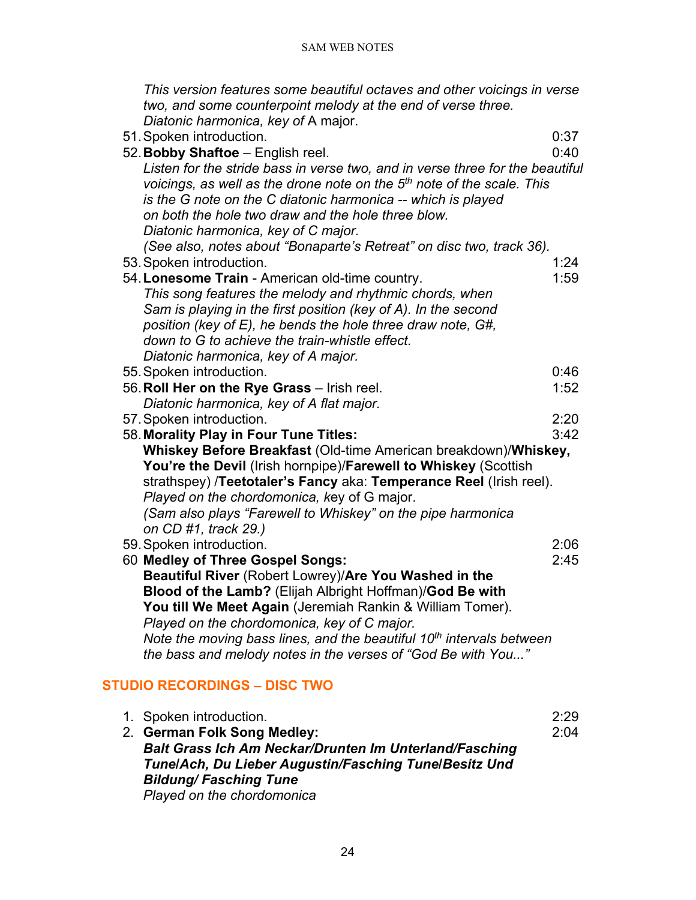*This version features some beautiful octaves and other voicings in verse two, and some counterpoint melody at the end of verse three.*
*Diatonic harmonica, key of* A major.

51. Spoken introduction. 0:37
52. **Bobby Shaftoe** – English reel. 0:40
    *Listen for the stride bass in verse two, and in verse three for the beautiful voicings, as well as the drone note on the 5th note of the scale. This is the G note on the C diatonic harmonica -- which is played on both the hole two draw and the hole three blow.*
    *Diatonic harmonica, key of C major.*
    *(See also, notes about "Bonaparte's Retreat" on disc two, track 36).*
53. Spoken introduction. 1:24
54. **Lonesome Train** - American old-time country. 1:59
    *This song features the melody and rhythmic chords, when Sam is playing in the first position (key of A). In the second position (key of E), he bends the hole three draw note, G#, down to G to achieve the train-whistle effect.*
    *Diatonic harmonica, key of A major.*
55. Spoken introduction. 0:46
56. **Roll Her on the Rye Grass** – Irish reel. 1:52
    *Diatonic harmonica, key of A flat major.*
57. Spoken introduction. 2:20
58. **Morality Play in Four Tune Titles:** 3:42
    **Whiskey Before Breakfast** (Old-time American breakdown)/**Whiskey, You're the Devil** (Irish hornpipe)/**Farewell to Whiskey** (Scottish strathspey) /**Teetotaler's Fancy** aka: **Temperance Reel** (Irish reel).
    *Played on the chordomonica, k*ey of G major.
    *(Sam also plays "Farewell to Whiskey" on the pipe harmonica on CD #1, track 29.)*
59. Spoken introduction. 2:06
60. **Medley of Three Gospel Songs:** 2:45
    **Beautiful River** (Robert Lowrey)/**Are You Washed in the Blood of the Lamb?** (Elijah Albright Hoffman)/**God Be with You till We Meet Again** (Jeremiah Rankin & William Tomer).
    *Played on the chordomonica, key of C major.*
    *Note the moving bass lines, and the beautiful 10th intervals between the bass and melody notes in the verses of "God Be with You..."*

## STUDIO RECORDINGS – DISC TWO

1. Spoken introduction. 2:29
2. **German Folk Song Medley:** 2:04
   ***Balt Grass Ich Am Neckar/Drunten Im Unterland/Fasching Tune/Ach, Du Lieber Augustin/Fasching Tune/Besitz Und Bildung/ Fasching Tune***
   *Played on the chordomonica*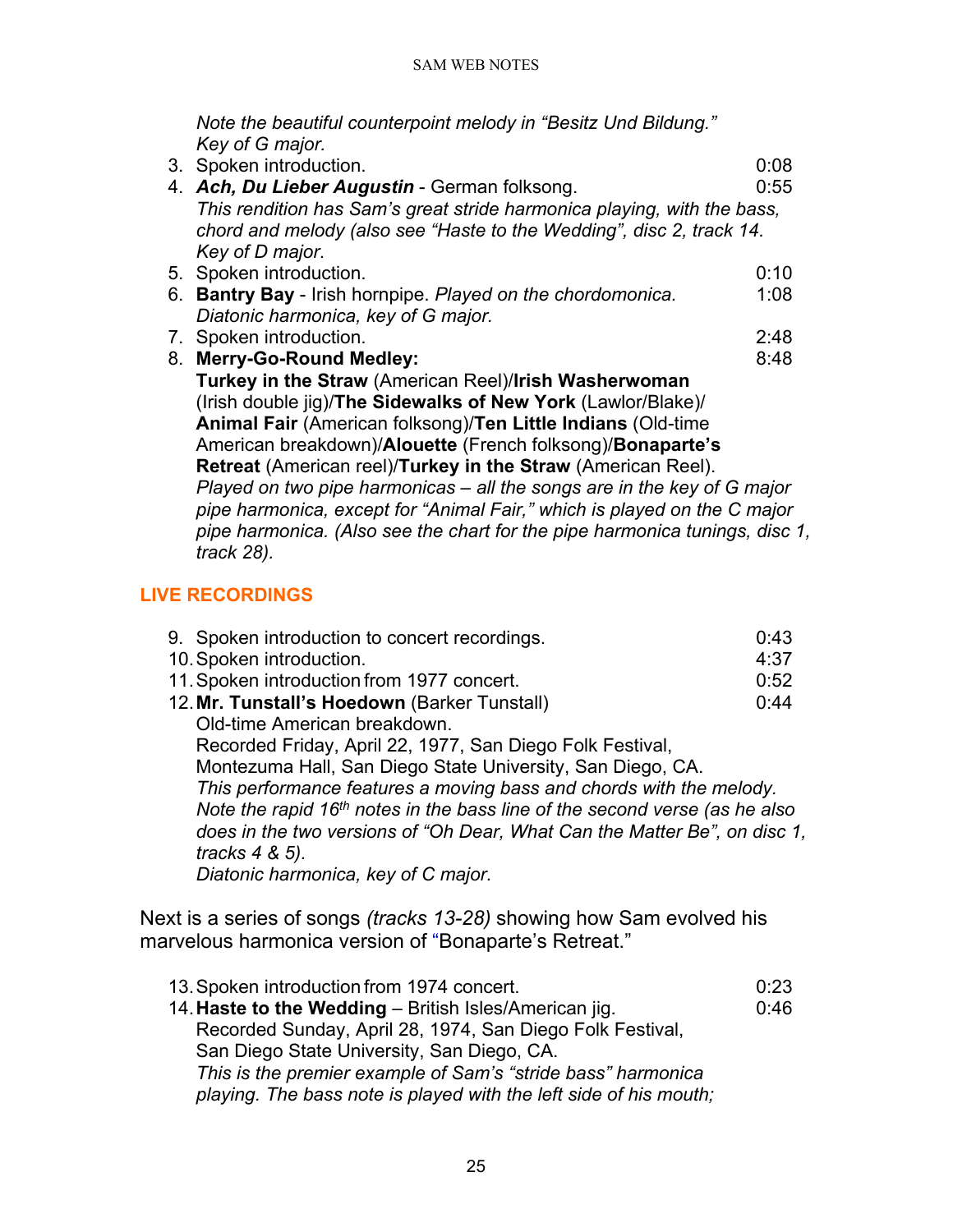*Note the beautiful counterpoint melody in "Besitz Und Bildung." Key of G major.*

3. Spoken introduction. 0:08
4. ***Ach, Du Lieber Augustin*** - German folksong. 0:55
   *This rendition has Sam's great stride harmonica playing, with the bass, chord and melody (also see "Haste to the Wedding", disc 2, track 14. Key of D major.*
5. Spoken introduction. 0:10
6. **Bantry Bay** - Irish hornpipe. *Played on the chordomonica.* 1:08
   *Diatonic harmonica, key of G major.*
7. Spoken introduction. 2:48
8. **Merry-Go-Round Medley:** 8:48
   **Turkey in the Straw** (American Reel)/**Irish Washerwoman** (Irish double jig)/**The Sidewalks of New York** (Lawlor/Blake)/ **Animal Fair** (American folksong)/**Ten Little Indians** (Old-time American breakdown)/**Alouette** (French folksong)/**Bonaparte's Retreat** (American reel)/**Turkey in the Straw** (American Reel).
   *Played on two pipe harmonicas – all the songs are in the key of G major pipe harmonica, except for "Animal Fair," which is played on the C major pipe harmonica. (Also see the chart for the pipe harmonica tunings, disc 1, track 28).*

## LIVE RECORDINGS

9. Spoken introduction to concert recordings. 0:43
10. Spoken introduction. 4:37
11. Spoken introduction from 1977 concert. 0:52
12. **Mr. Tunstall's Hoedown** (Barker Tunstall) 0:44
    Old-time American breakdown.
    Recorded Friday, April 22, 1977, San Diego Folk Festival, Montezuma Hall, San Diego State University, San Diego, CA.
    *This performance features a moving bass and chords with the melody. Note the rapid 16th notes in the bass line of the second verse (as he also does in the two versions of "Oh Dear, What Can the Matter Be", on disc 1, tracks 4 & 5).*
    *Diatonic harmonica, key of C major.*

Next is a series of songs *(tracks 13-28)* showing how Sam evolved his marvelous harmonica version of "Bonaparte's Retreat."

13. Spoken introduction from 1974 concert. 0:23
14. **Haste to the Wedding** – British Isles/American jig. 0:46
    Recorded Sunday, April 28, 1974, San Diego Folk Festival, San Diego State University, San Diego, CA.
    *This is the premier example of Sam's "stride bass" harmonica playing. The bass note is played with the left side of his mouth;*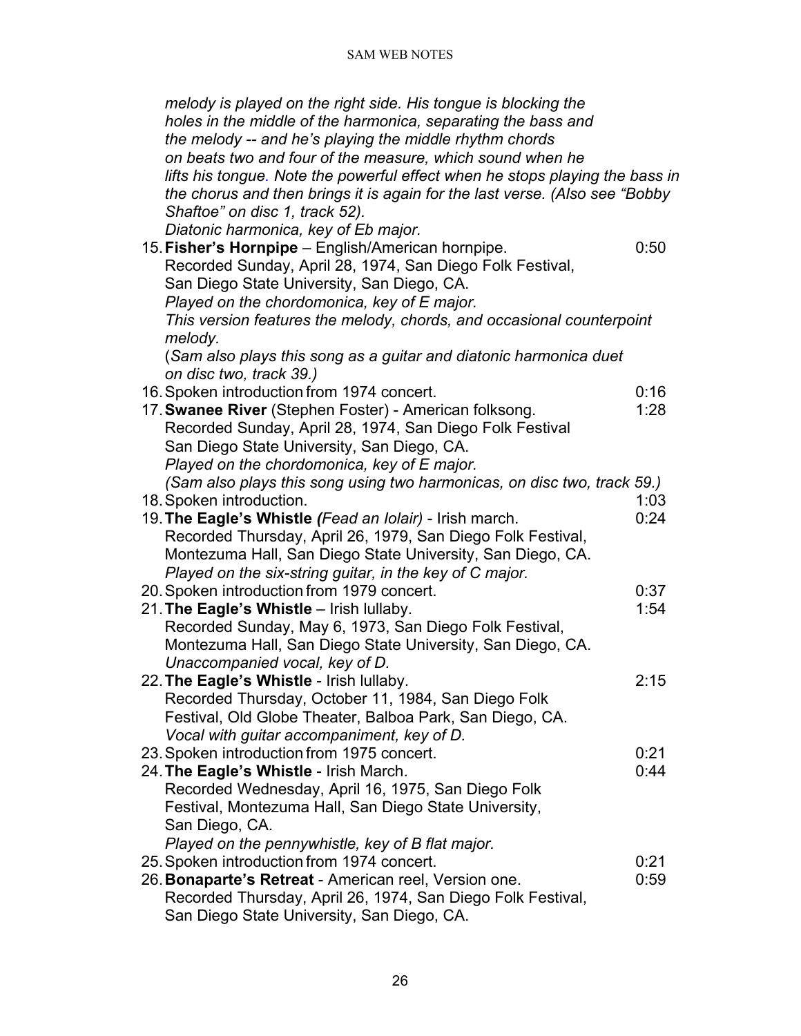*melody is played on the right side. His tongue is blocking the holes in the middle of the harmonica, separating the bass and the melody -- and he's playing the middle rhythm chords on beats two and four of the measure, which sound when he lifts his tongue. Note the powerful effect when he stops playing the bass in the chorus and then brings it is again for the last verse. (Also see "Bobby Shaftoe" on disc 1, track 52).*
*Diatonic harmonica, key of Eb major.*

15. **Fisher's Hornpipe** – English/American hornpipe. 0:50
    Recorded Sunday, April 28, 1974, San Diego Folk Festival, San Diego State University, San Diego, CA.
    *Played on the chordomonica, key of E major.*
    *This version features the melody, chords, and occasional counterpoint melody.*
    (*Sam also plays this song as a guitar and diatonic harmonica duet on disc two, track 39.)*
16. Spoken introduction from 1974 concert. 0:16
17. **Swanee River** (Stephen Foster) - American folksong. 1:28
    Recorded Sunday, April 28, 1974, San Diego Folk Festival San Diego State University, San Diego, CA.
    *Played on the chordomonica, key of E major.*
    *(Sam also plays this song using two harmonicas, on disc two, track 59.)*
18. Spoken introduction. 1:03
19. **The Eagle's Whistle** *(Fead an Iolair)* - Irish march. 0:24
    Recorded Thursday, April 26, 1979, San Diego Folk Festival, Montezuma Hall, San Diego State University, San Diego, CA.
    *Played on the six-string guitar, in the key of C major.*
20. Spoken introduction from 1979 concert. 0:37
21. **The Eagle's Whistle** – Irish lullaby. 1:54
    Recorded Sunday, May 6, 1973, San Diego Folk Festival, Montezuma Hall, San Diego State University, San Diego, CA.
    *Unaccompanied vocal, key of D.*
22. **The Eagle's Whistle** - Irish lullaby. 2:15
    Recorded Thursday, October 11, 1984, San Diego Folk Festival, Old Globe Theater, Balboa Park, San Diego, CA.
    *Vocal with guitar accompaniment, key of D.*
23. Spoken introduction from 1975 concert. 0:21
24. **The Eagle's Whistle** - Irish March. 0:44
    Recorded Wednesday, April 16, 1975, San Diego Folk Festival, Montezuma Hall, San Diego State University, San Diego, CA.
    *Played on the pennywhistle, key of B flat major.*
25. Spoken introduction from 1974 concert. 0:21
26. **Bonaparte's Retreat** - American reel, Version one. 0:59
    Recorded Thursday, April 26, 1974, San Diego Folk Festival, San Diego State University, San Diego, CA.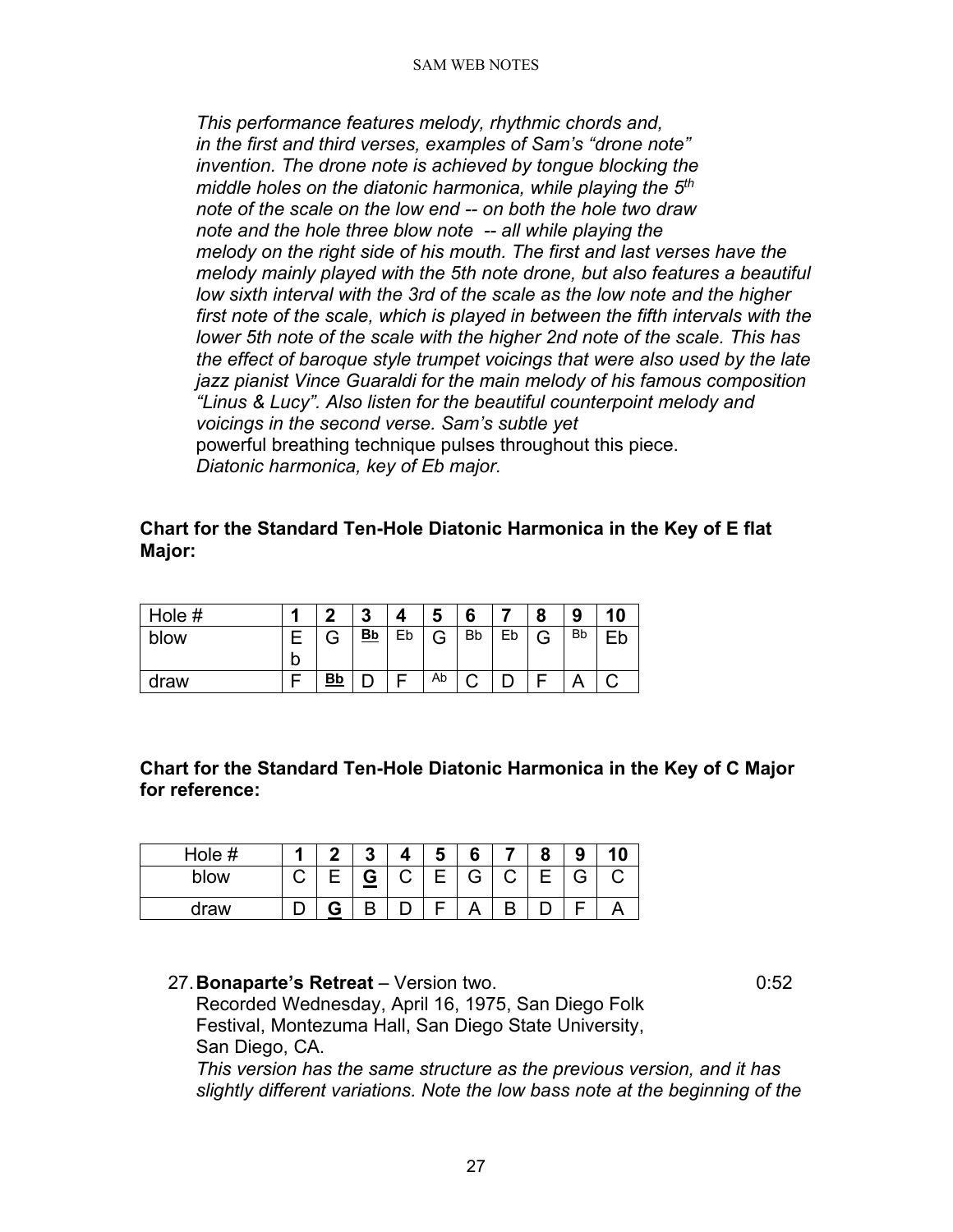*This performance features melody, rhythmic chords and, in the first and third verses, examples of Sam's "drone note" invention. The drone note is achieved by tongue blocking the middle holes on the diatonic harmonica, while playing the 5th note of the scale on the low end -- on both the hole two draw note and the hole three blow note -- all while playing the melody on the right side of his mouth. The first and last verses have the melody mainly played with the 5th note drone, but also features a beautiful low sixth interval with the 3rd of the scale as the low note and the higher first note of the scale, which is played in between the fifth intervals with the lower 5th note of the scale with the higher 2nd note of the scale. This has the effect of baroque style trumpet voicings that were also used by the late jazz pianist Vince Guaraldi for the main melody of his famous composition "Linus & Lucy". Also listen for the beautiful counterpoint melody and voicings in the second verse. Sam's subtle yet* powerful breathing technique pulses throughout this piece. *Diatonic harmonica, key of Eb major.*

**Chart for the Standard Ten-Hole Diatonic Harmonica in the Key of E flat Major:**

| Hole # | 1 | 2 | 3 | 4 | 5 | 6 | 7 | 8 | 9 | 10 |
|---|---|---|---|---|---|---|---|---|---|---|
| blow | Eb | G | **Bb** | Eb | G | Bb | Eb | G | Bb | Eb |
| draw | F | **Bb** | D | F | Ab | C | D | F | A | C |

**Chart for the Standard Ten-Hole Diatonic Harmonica in the Key of C Major for reference:**

| Hole # | 1 | 2 | 3 | 4 | 5 | 6 | 7 | 8 | 9 | 10 |
|---|---|---|---|---|---|---|---|---|---|---|
| blow | C | E | **G** | C | E | G | C | E | G | C |
| draw | D | **G** | B | D | F | A | B | D | F | A |

27. **Bonaparte's Retreat** – Version two. 0:52

Recorded Wednesday, April 16, 1975, San Diego Folk Festival, Montezuma Hall, San Diego State University, San Diego, CA.

*This version has the same structure as the previous version, and it has slightly different variations. Note the low bass note at the beginning of the*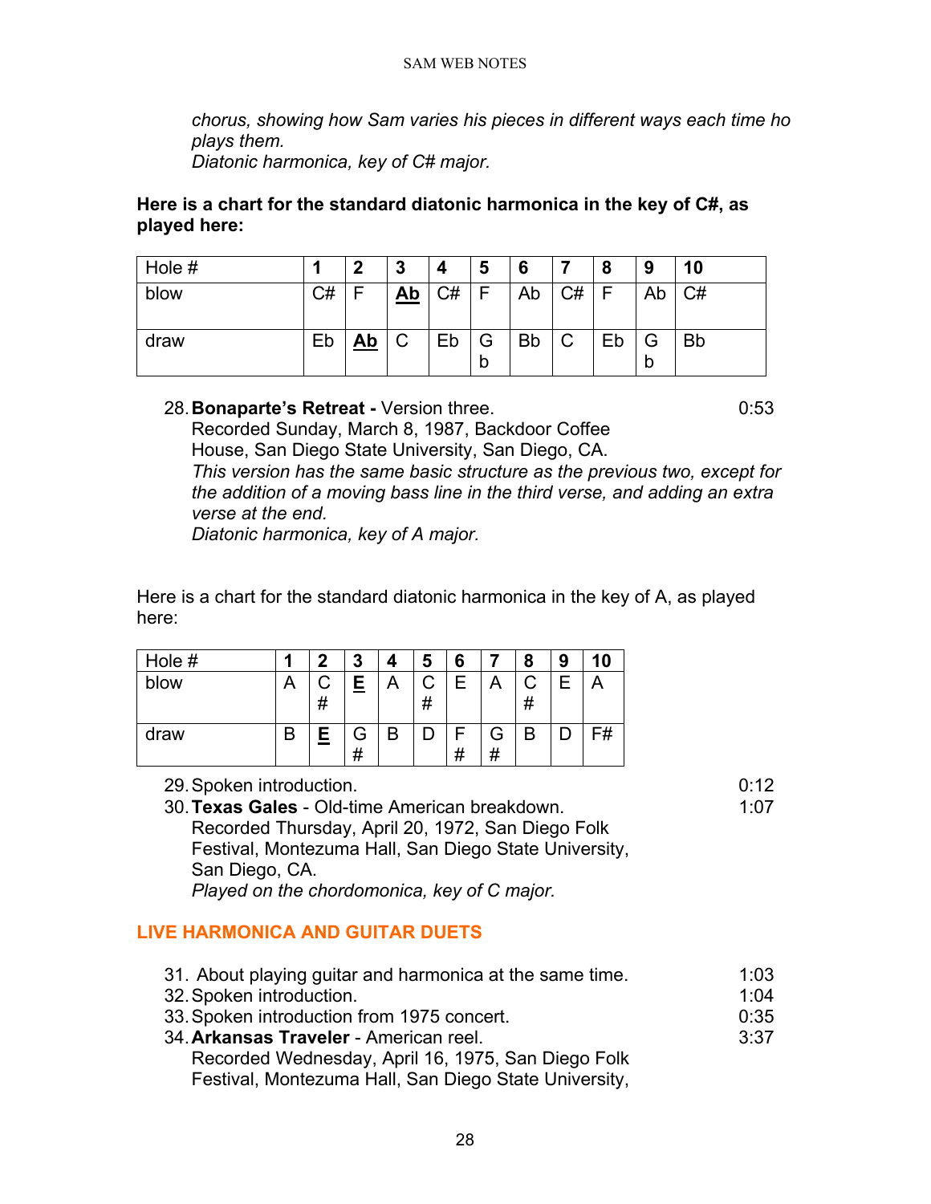*chorus, showing how Sam varies his pieces in different ways each time ho plays them.*
*Diatonic harmonica, key of C# major.*

**Here is a chart for the standard diatonic harmonica in the key of C#, as played here:**

| Hole # | **1** | **2** | **3** | **4** | **5** | **6** | **7** | **8** | **9** | **10** |
|---|---|---|---|---|---|---|---|---|---|---|
| blow | C# | F | **Ab** | C# | F | Ab | C# | F | Ab | C# |
| draw | Eb | **Ab** | C | Eb | Gb | Bb | C | Eb | Gb | Bb |

28. **Bonaparte's Retreat -** Version three. 0:53
    Recorded Sunday, March 8, 1987, Backdoor Coffee House, San Diego State University, San Diego, CA.
    *This version has the same basic structure as the previous two, except for the addition of a moving bass line in the third verse, and adding an extra verse at the end.*
    *Diatonic harmonica, key of A major.*

Here is a chart for the standard diatonic harmonica in the key of A, as played here:

| Hole # | **1** | **2** | **3** | **4** | **5** | **6** | **7** | **8** | **9** | **10** |
|---|---|---|---|---|---|---|---|---|---|---|
| blow | A | C# | **E** | A | C# | E | A | C# | E | A |
| draw | B | **E** | G# | B | D | F# | G# | B | D | F# |

29. Spoken introduction. 0:12
30. **Texas Gales** - Old-time American breakdown. 1:07
    Recorded Thursday, April 20, 1972, San Diego Folk Festival, Montezuma Hall, San Diego State University, San Diego, CA.
    *Played on the chordomonica, key of C major.*

## LIVE HARMONICA AND GUITAR DUETS

31. About playing guitar and harmonica at the same time. 1:03
32. Spoken introduction. 1:04
33. Spoken introduction from 1975 concert. 0:35
34. **Arkansas Traveler** - American reel. 3:37
    Recorded Wednesday, April 16, 1975, San Diego Folk Festival, Montezuma Hall, San Diego State University,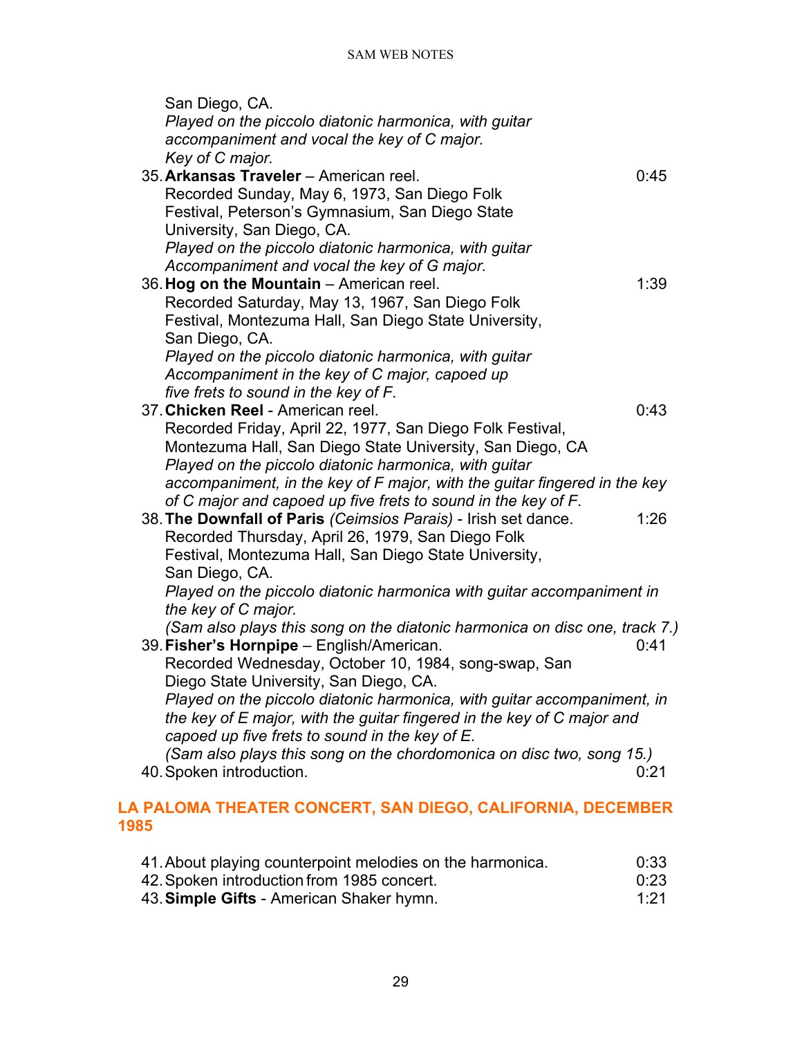San Diego, CA.
*Played on the piccolo diatonic harmonica, with guitar accompaniment and vocal the key of C major.*
*Key of C major.*

35. **Arkansas Traveler** – American reel. 0:45
Recorded Sunday, May 6, 1973, San Diego Folk Festival, Peterson's Gymnasium, San Diego State University, San Diego, CA.
*Played on the piccolo diatonic harmonica, with guitar Accompaniment and vocal the key of G major.*
36. **Hog on the Mountain** – American reel. 1:39
Recorded Saturday, May 13, 1967, San Diego Folk Festival, Montezuma Hall, San Diego State University, San Diego, CA.
*Played on the piccolo diatonic harmonica, with guitar Accompaniment in the key of C major, capoed up five frets to sound in the key of F.*
37. **Chicken Reel** - American reel. 0:43
Recorded Friday, April 22, 1977, San Diego Folk Festival, Montezuma Hall, San Diego State University, San Diego, CA
*Played on the piccolo diatonic harmonica, with guitar accompaniment, in the key of F major, with the guitar fingered in the key of C major and capoed up five frets to sound in the key of F.*
38. **The Downfall of Paris** *(Ceimsios Parais)* - Irish set dance. 1:26
Recorded Thursday, April 26, 1979, San Diego Folk Festival, Montezuma Hall, San Diego State University, San Diego, CA.
*Played on the piccolo diatonic harmonica with guitar accompaniment in the key of C major.*
*(Sam also plays this song on the diatonic harmonica on disc one, track 7.)*
39. **Fisher's Hornpipe** – English/American. 0:41
Recorded Wednesday, October 10, 1984, song-swap, San Diego State University, San Diego, CA.
*Played on the piccolo diatonic harmonica, with guitar accompaniment, in the key of E major, with the guitar fingered in the key of C major and capoed up five frets to sound in the key of E.*
*(Sam also plays this song on the chordomonica on disc two, song 15.)*
40. Spoken introduction. 0:21

## LA PALOMA THEATER CONCERT, SAN DIEGO, CALIFORNIA, DECEMBER 1985

41. About playing counterpoint melodies on the harmonica. 0:33
42. Spoken introduction from 1985 concert. 0:23
43. **Simple Gifts** - American Shaker hymn. 1:21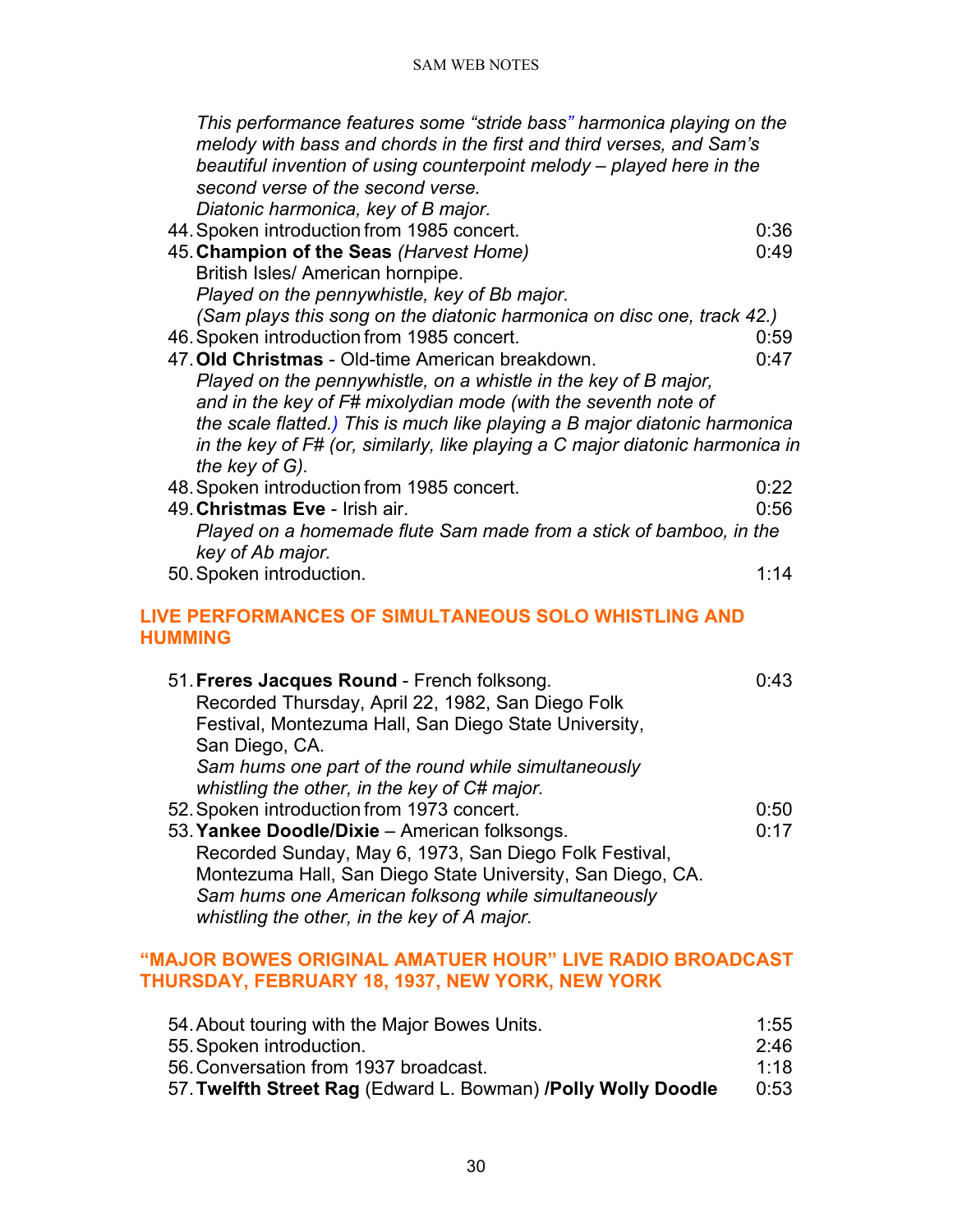*This performance features some "stride bass" harmonica playing on the melody with bass and chords in the first and third verses, and Sam's beautiful invention of using counterpoint melody – played here in the second verse of the second verse.*
*Diatonic harmonica, key of B major.*

44. Spoken introduction from 1985 concert. 0:36
45. **Champion of the Seas** *(Harvest Home)* 0:49
    British Isles/ American hornpipe.
    *Played on the pennywhistle, key of Bb major.*
    *(Sam plays this song on the diatonic harmonica on disc one, track 42.)*
46. Spoken introduction from 1985 concert. 0:59
47. **Old Christmas** - Old-time American breakdown. 0:47
    *Played on the pennywhistle, on a whistle in the key of B major, and in the key of F# mixolydian mode (with the seventh note of the scale flatted.) This is much like playing a B major diatonic harmonica in the key of F# (or, similarly, like playing a C major diatonic harmonica in the key of G).*
48. Spoken introduction from 1985 concert. 0:22
49. **Christmas Eve** - Irish air. 0:56
    *Played on a homemade flute Sam made from a stick of bamboo, in the key of Ab major.*
50. Spoken introduction. 1:14

## LIVE PERFORMANCES OF SIMULTANEOUS SOLO WHISTLING AND HUMMING

51. **Freres Jacques Round** - French folksong. 0:43
    Recorded Thursday, April 22, 1982, San Diego Folk Festival, Montezuma Hall, San Diego State University, San Diego, CA.
    *Sam hums one part of the round while simultaneously whistling the other, in the key of C# major.*
52. Spoken introduction from 1973 concert. 0:50
53. **Yankee Doodle/Dixie** – American folksongs. 0:17
    Recorded Sunday, May 6, 1973, San Diego Folk Festival, Montezuma Hall, San Diego State University, San Diego, CA.
    *Sam hums one American folksong while simultaneously whistling the other, in the key of A major.*

## "MAJOR BOWES ORIGINAL AMATUER HOUR" LIVE RADIO BROADCAST THURSDAY, FEBRUARY 18, 1937, NEW YORK, NEW YORK

54. About touring with the Major Bowes Units. 1:55
55. Spoken introduction. 2:46
56. Conversation from 1937 broadcast. 1:18
57. **Twelfth Street Rag** (Edward L. Bowman) **/Polly Wolly Doodle** 0:53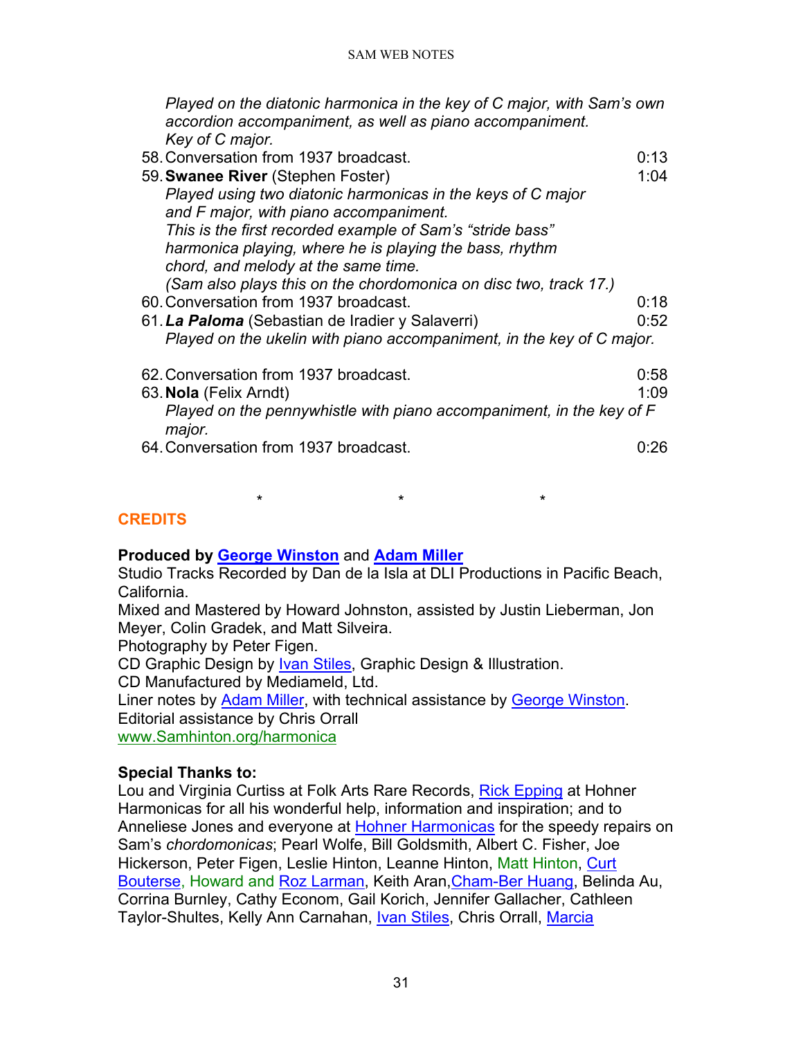*Played on the diatonic harmonica in the key of C major, with Sam's own accordion accompaniment, as well as piano accompaniment.*
*Key of C major.*

58. Conversation from 1937 broadcast. 0:13
59. **Swanee River** (Stephen Foster) 1:04
    *Played using two diatonic harmonicas in the keys of C major and F major, with piano accompaniment.*
    *This is the first recorded example of Sam's "stride bass" harmonica playing, where he is playing the bass, rhythm chord, and melody at the same time.*
    *(Sam also plays this on the chordomonica on disc two, track 17.)*
60. Conversation from 1937 broadcast. 0:18
61. ***La Paloma*** (Sebastian de Iradier y Salaverri) 0:52
    *Played on the ukelin with piano accompaniment, in the key of C major.*
62. Conversation from 1937 broadcast. 0:58
63. **Nola** (Felix Arndt) 1:09
    *Played on the pennywhistle with piano accompaniment, in the key of F major.*
64. Conversation from 1937 broadcast. 0:26

\* \* \*

## CREDITS

**Produced by George Winston and Adam Miller**
Studio Tracks Recorded by Dan de la Isla at DLI Productions in Pacific Beach, California.
Mixed and Mastered by Howard Johnston, assisted by Justin Lieberman, Jon Meyer, Colin Gradek, and Matt Silveira.
Photography by Peter Figen.
CD Graphic Design by Ivan Stiles, Graphic Design & Illustration.
CD Manufactured by Mediameld, Ltd.
Liner notes by Adam Miller, with technical assistance by George Winston.
Editorial assistance by Chris Orrall
www.Samhinton.org/harmonica

**Special Thanks to:**
Lou and Virginia Curtiss at Folk Arts Rare Records, Rick Epping at Hohner Harmonicas for all his wonderful help, information and inspiration; and to Anneliese Jones and everyone at Hohner Harmonicas for the speedy repairs on Sam's *chordomonicas*; Pearl Wolfe, Bill Goldsmith, Albert C. Fisher, Joe Hickerson, Peter Figen, Leslie Hinton, Leanne Hinton, Matt Hinton, Curt Bouterse, Howard and Roz Larman, Keith Aran, Cham-Ber Huang, Belinda Au, Corrina Burnley, Cathy Econom, Gail Korich, Jennifer Gallacher, Cathleen Taylor-Shultes, Kelly Ann Carnahan, Ivan Stiles, Chris Orrall, Marcia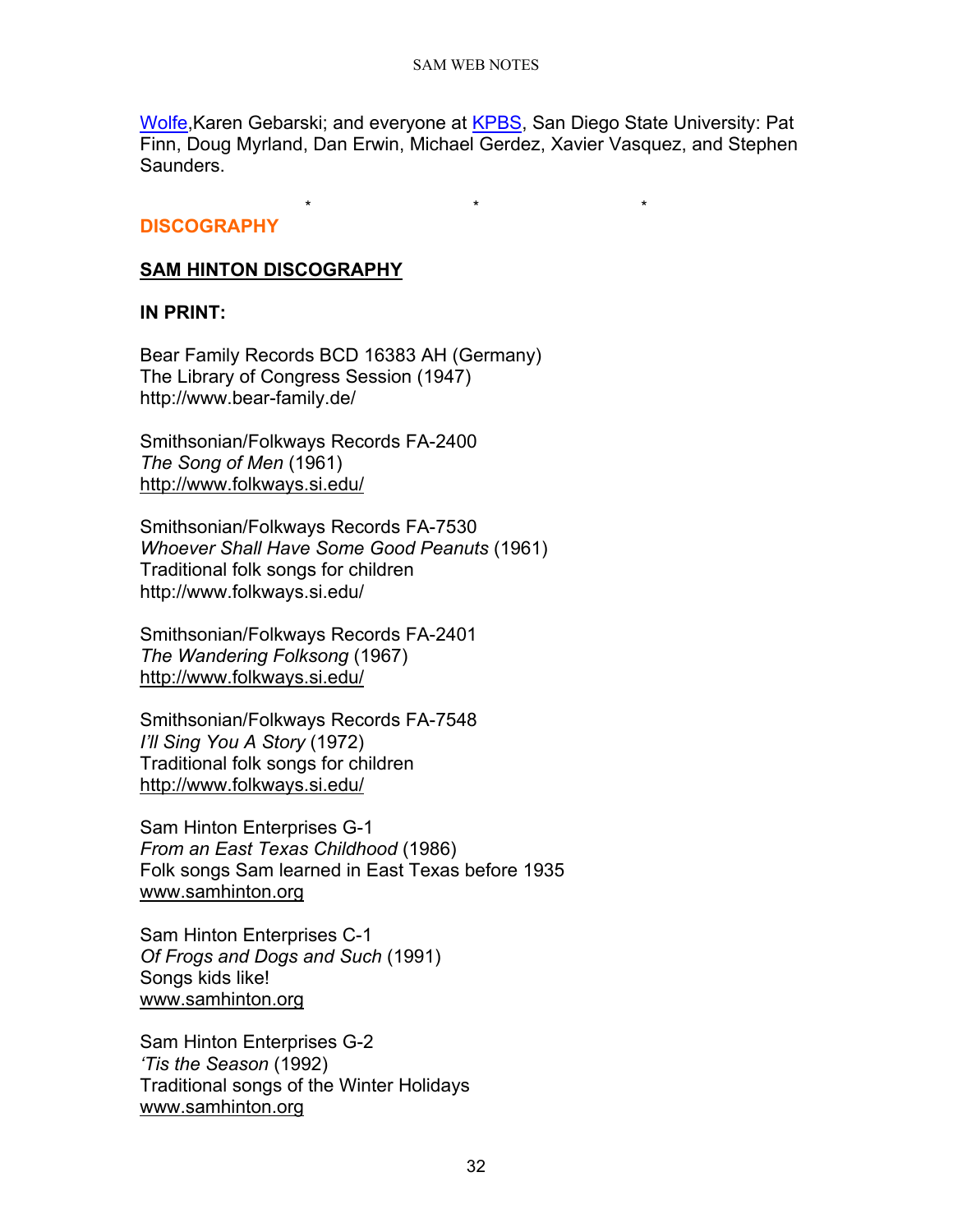Wolfe,Karen Gebarski; and everyone at KPBS, San Diego State University: Pat Finn, Doug Myrland, Dan Erwin, Michael Gerdez, Xavier Vasquez, and Stephen Saunders.

\* \* \*

## DISCOGRAPHY

### SAM HINTON DISCOGRAPHY

**IN PRINT:**

Bear Family Records BCD 16383 AH (Germany)
The Library of Congress Session (1947)
http://www.bear-family.de/

Smithsonian/Folkways Records FA-2400
*The Song of Men* (1961)
http://www.folkways.si.edu/

Smithsonian/Folkways Records FA-7530
*Whoever Shall Have Some Good Peanuts* (1961)
Traditional folk songs for children
http://www.folkways.si.edu/

Smithsonian/Folkways Records FA-2401
*The Wandering Folksong* (1967)
http://www.folkways.si.edu/

Smithsonian/Folkways Records FA-7548
*I'll Sing You A Story* (1972)
Traditional folk songs for children
http://www.folkways.si.edu/

Sam Hinton Enterprises G-1
*From an East Texas Childhood* (1986)
Folk songs Sam learned in East Texas before 1935
www.samhinton.org

Sam Hinton Enterprises C-1
*Of Frogs and Dogs and Such* (1991)
Songs kids like!
www.samhinton.org

Sam Hinton Enterprises G-2
*'Tis the Season* (1992)
Traditional songs of the Winter Holidays
www.samhinton.org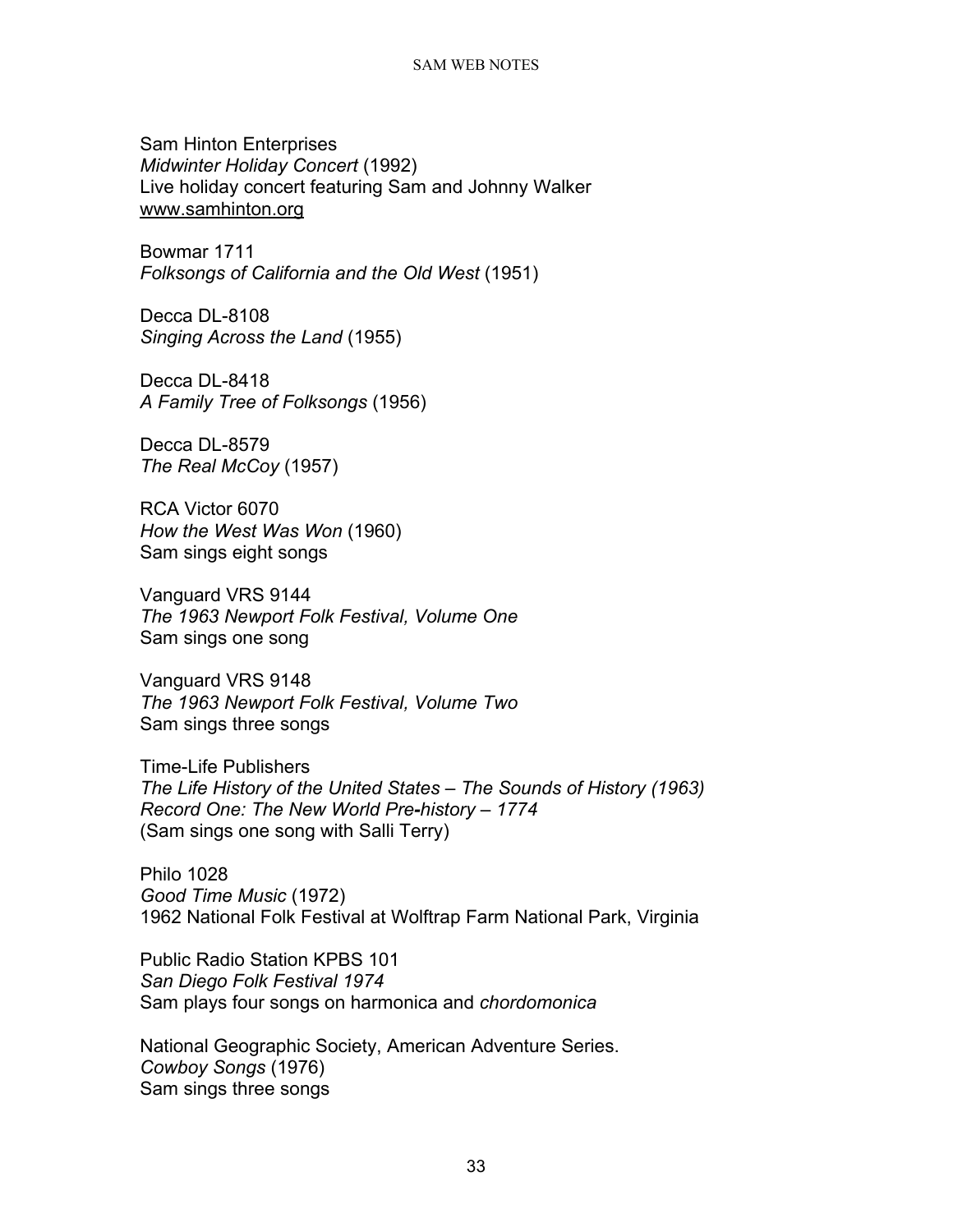Sam Hinton Enterprises
*Midwinter Holiday Concert* (1992)
Live holiday concert featuring Sam and Johnny Walker
www.samhinton.org

Bowmar 1711
*Folksongs of California and the Old West* (1951)

Decca DL-8108
*Singing Across the Land* (1955)

Decca DL-8418
*A Family Tree of Folksongs* (1956)

Decca DL-8579
*The Real McCoy* (1957)

RCA Victor 6070
*How the West Was Won* (1960)
Sam sings eight songs

Vanguard VRS 9144
*The 1963 Newport Folk Festival, Volume One*
Sam sings one song

Vanguard VRS 9148
*The 1963 Newport Folk Festival, Volume Two*
Sam sings three songs

Time-Life Publishers
*The Life History of the United States – The Sounds of History (1963)*
*Record One: The New World Pre-history – 1774*
(Sam sings one song with Salli Terry)

Philo 1028
*Good Time Music* (1972)
1962 National Folk Festival at Wolftrap Farm National Park, Virginia

Public Radio Station KPBS 101
*San Diego Folk Festival 1974*
Sam plays four songs on harmonica and *chordomonica*

National Geographic Society, American Adventure Series.
*Cowboy Songs* (1976)
Sam sings three songs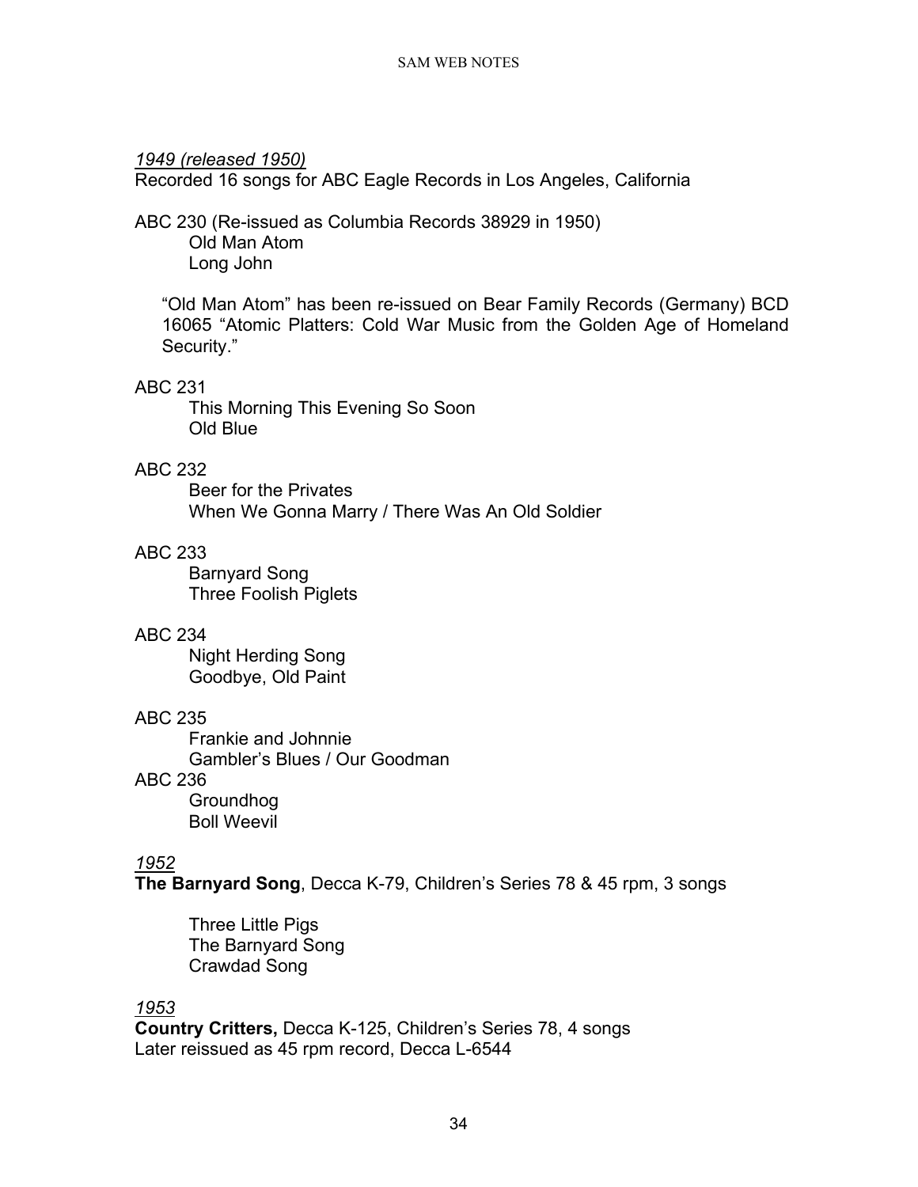*<u>1949 (released 1950)</u>*
Recorded 16 songs for ABC Eagle Records in Los Angeles, California

ABC 230 (Re-issued as Columbia Records 38929 in 1950)
    Old Man Atom
    Long John

"Old Man Atom" has been re-issued on Bear Family Records (Germany) BCD 16065 "Atomic Platters: Cold War Music from the Golden Age of Homeland Security."

ABC 231
    This Morning This Evening So Soon
    Old Blue

ABC 232
    Beer for the Privates
    When We Gonna Marry / There Was An Old Soldier

ABC 233
    Barnyard Song
    Three Foolish Piglets

ABC 234
    Night Herding Song
    Goodbye, Old Paint

ABC 235
    Frankie and Johnnie
    Gambler's Blues / Our Goodman

ABC 236
    Groundhog
    Boll Weevil

*<u>1952</u>*
**The Barnyard Song**, Decca K-79, Children's Series 78 & 45 rpm, 3 songs

    Three Little Pigs
    The Barnyard Song
    Crawdad Song

*<u>1953</u>*
**Country Critters,** Decca K-125, Children's Series 78, 4 songs
Later reissued as 45 rpm record, Decca L-6544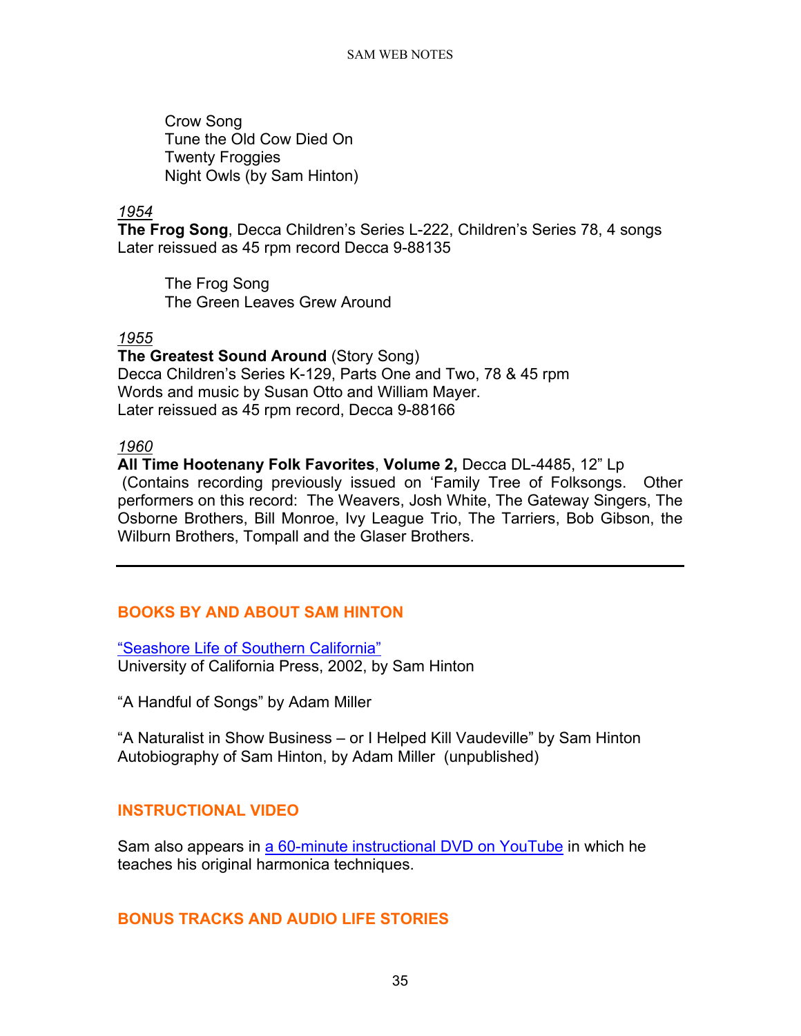Crow Song
Tune the Old Cow Died On
Twenty Froggies
Night Owls (by Sam Hinton)

*1954*

**The Frog Song**, Decca Children's Series L-222, Children's Series 78, 4 songs
Later reissued as 45 rpm record Decca 9-88135

The Frog Song
The Green Leaves Grew Around

*1955*

**The Greatest Sound Around** (Story Song)
Decca Children's Series K-129, Parts One and Two, 78 & 45 rpm
Words and music by Susan Otto and William Mayer.
Later reissued as 45 rpm record, Decca 9-88166

*1960*

**All Time Hootenany Folk Favorites**, **Volume 2,** Decca DL-4485, 12" Lp
(Contains recording previously issued on 'Family Tree of Folksongs. Other performers on this record: The Weavers, Josh White, The Gateway Singers, The Osborne Brothers, Bill Monroe, Ivy League Trio, The Tarriers, Bob Gibson, the Wilburn Brothers, Tompall and the Glaser Brothers.

---

## BOOKS BY AND ABOUT SAM HINTON

"Seashore Life of Southern California"
University of California Press, 2002, by Sam Hinton

"A Handful of Songs" by Adam Miller

"A Naturalist in Show Business – or I Helped Kill Vaudeville" by Sam Hinton
Autobiography of Sam Hinton, by Adam Miller (unpublished)

## INSTRUCTIONAL VIDEO

Sam also appears in a 60-minute instructional DVD on YouTube in which he teaches his original harmonica techniques.

## BONUS TRACKS AND AUDIO LIFE STORIES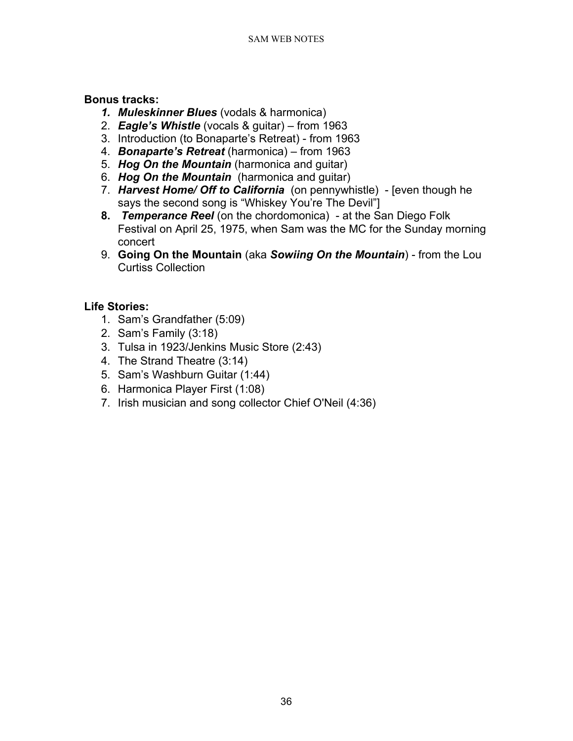**Bonus tracks:**

1. ***Muleskinner Blues*** (vodals & harmonica)
2. ***Eagle's Whistle*** (vocals & guitar) – from 1963
3. Introduction (to Bonaparte's Retreat) - from 1963
4. ***Bonaparte's Retreat*** (harmonica) – from 1963
5. ***Hog On the Mountain*** (harmonica and guitar)
6. ***Hog On the Mountain*** (harmonica and guitar)
7. ***Harvest Home/ Off to California*** (on pennywhistle) - [even though he says the second song is "Whiskey You're The Devil"]
8. ***Temperance Reel*** (on the chordomonica) - at the San Diego Folk Festival on April 25, 1975, when Sam was the MC for the Sunday morning concert
9. **Going On the Mountain** (aka ***Sowiing On the Mountain***) - from the Lou Curtiss Collection

**Life Stories:**

1. Sam's Grandfather (5:09)
2. Sam's Family (3:18)
3. Tulsa in 1923/Jenkins Music Store (2:43)
4. The Strand Theatre (3:14)
5. Sam's Washburn Guitar (1:44)
6. Harmonica Player First (1:08)
7. Irish musician and song collector Chief O'Neil (4:36)